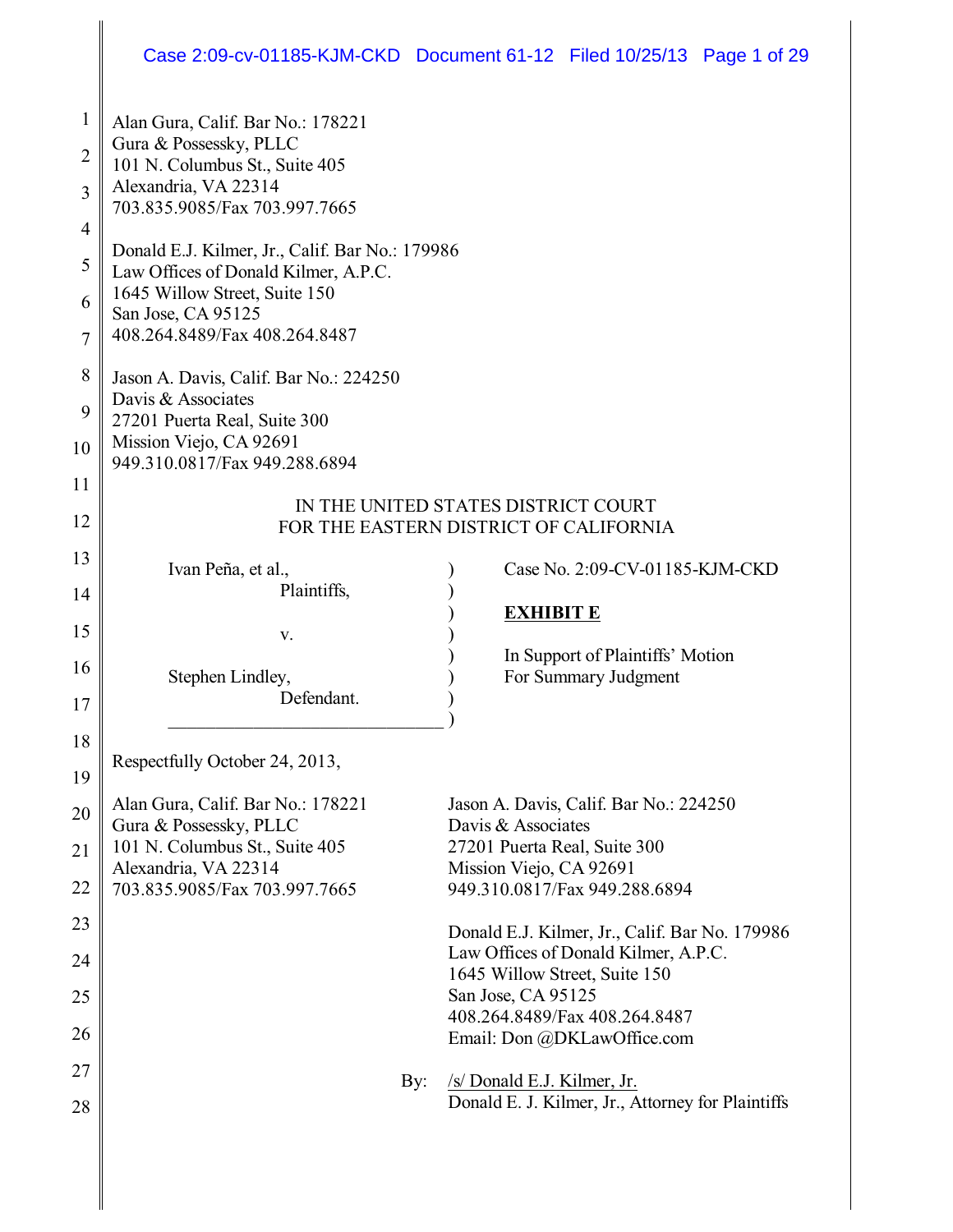Alan Gura, Calif. Bar No.: 178221
Gura & Possessky, PLLC
101 N. Columbus St., Suite 405
Alexandria, VA 22314
703.835.9085/Fax 703.997.7665

Donald E.J. Kilmer, Jr., Calif. Bar No.: 179986
Law Offices of Donald Kilmer, A.P.C.
1645 Willow Street, Suite 150
San Jose, CA 95125
408.264.8489/Fax 408.264.8487

Jason A. Davis, Calif. Bar No.: 224250
Davis & Associates
27201 Puerta Real, Suite 300
Mission Viejo, CA 92691
949.310.0817/Fax 949.288.6894

IN THE UNITED STATES DISTRICT COURT
FOR THE EASTERN DISTRICT OF CALIFORNIA

| | | |
|---|---|---|
| Ivan Peña, et al., Plaintiffs, | ) | Case No. 2:09-CV-01185-KJM-CKD |
| v. | ) | **EXHIBIT E** |
| Stephen Lindley, Defendant. | ) | In Support of Plaintiffs' Motion For Summary Judgment |

Respectfully October 24, 2013,

Alan Gura, Calif. Bar No.: 178221
Gura & Possessky, PLLC
101 N. Columbus St., Suite 405
Alexandria, VA 22314
703.835.9085/Fax 703.997.7665

Jason A. Davis, Calif. Bar No.: 224250
Davis & Associates
27201 Puerta Real, Suite 300
Mission Viejo, CA 92691
949.310.0817/Fax 949.288.6894

Donald E.J. Kilmer, Jr., Calif. Bar No. 179986
Law Offices of Donald Kilmer, A.P.C.
1645 Willow Street, Suite 150
San Jose, CA 95125
408.264.8489/Fax 408.264.8487
Email: Don @DKLawOffice.com

By: /s/ Donald E.J. Kilmer, Jr.
Donald E. J. Kilmer, Jr., Attorney for Plaintiffs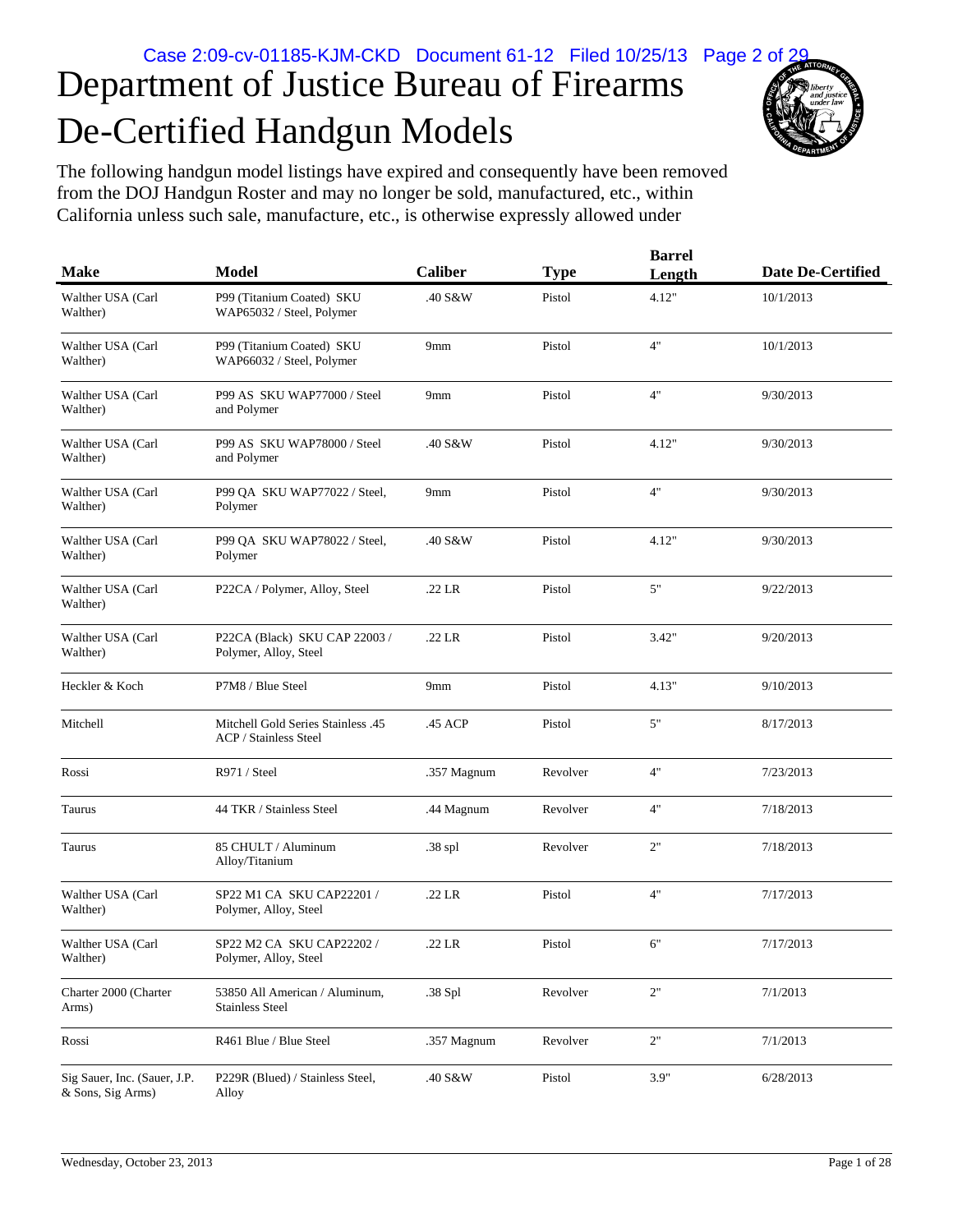# Department of Justice Bureau of Firearms De-Certified Handgun Models

The following handgun model listings have expired and consequently have been removed from the DOJ Handgun Roster and may no longer be sold, manufactured, etc., within California unless such sale, manufacture, etc., is otherwise expressly allowed under

| Make | Model | Caliber | Type | Barrel Length | Date De-Certified |
|---|---|---|---|---|---|
| Walther USA (Carl Walther) | P99 (Titanium Coated) SKU WAP65032 / Steel, Polymer | .40 S&W | Pistol | 4.12" | 10/1/2013 |
| Walther USA (Carl Walther) | P99 (Titanium Coated) SKU WAP66032 / Steel, Polymer | 9mm | Pistol | 4" | 10/1/2013 |
| Walther USA (Carl Walther) | P99 AS SKU WAP77000 / Steel and Polymer | 9mm | Pistol | 4" | 9/30/2013 |
| Walther USA (Carl Walther) | P99 AS SKU WAP78000 / Steel and Polymer | .40 S&W | Pistol | 4.12" | 9/30/2013 |
| Walther USA (Carl Walther) | P99 QA SKU WAP77022 / Steel, Polymer | 9mm | Pistol | 4" | 9/30/2013 |
| Walther USA (Carl Walther) | P99 QA SKU WAP78022 / Steel, Polymer | .40 S&W | Pistol | 4.12" | 9/30/2013 |
| Walther USA (Carl Walther) | P22CA / Polymer, Alloy, Steel | .22 LR | Pistol | 5" | 9/22/2013 |
| Walther USA (Carl Walther) | P22CA (Black) SKU CAP 22003 / Polymer, Alloy, Steel | .22 LR | Pistol | 3.42" | 9/20/2013 |
| Heckler & Koch | P7M8 / Blue Steel | 9mm | Pistol | 4.13" | 9/10/2013 |
| Mitchell | Mitchell Gold Series Stainless .45 ACP / Stainless Steel | .45 ACP | Pistol | 5" | 8/17/2013 |
| Rossi | R971 / Steel | .357 Magnum | Revolver | 4" | 7/23/2013 |
| Taurus | 44 TKR / Stainless Steel | .44 Magnum | Revolver | 4" | 7/18/2013 |
| Taurus | 85 CHULT / Aluminum Alloy/Titanium | .38 spl | Revolver | 2" | 7/18/2013 |
| Walther USA (Carl Walther) | SP22 M1 CA SKU CAP22201 / Polymer, Alloy, Steel | .22 LR | Pistol | 4" | 7/17/2013 |
| Walther USA (Carl Walther) | SP22 M2 CA SKU CAP22202 / Polymer, Alloy, Steel | .22 LR | Pistol | 6" | 7/17/2013 |
| Charter 2000 (Charter Arms) | 53850 All American / Aluminum, Stainless Steel | .38 Spl | Revolver | 2" | 7/1/2013 |
| Rossi | R461 Blue / Blue Steel | .357 Magnum | Revolver | 2" | 7/1/2013 |
| Sig Sauer, Inc. (Sauer, J.P. & Sons, Sig Arms) | P229R (Blued) / Stainless Steel, Alloy | .40 S&W | Pistol | 3.9" | 6/28/2013 |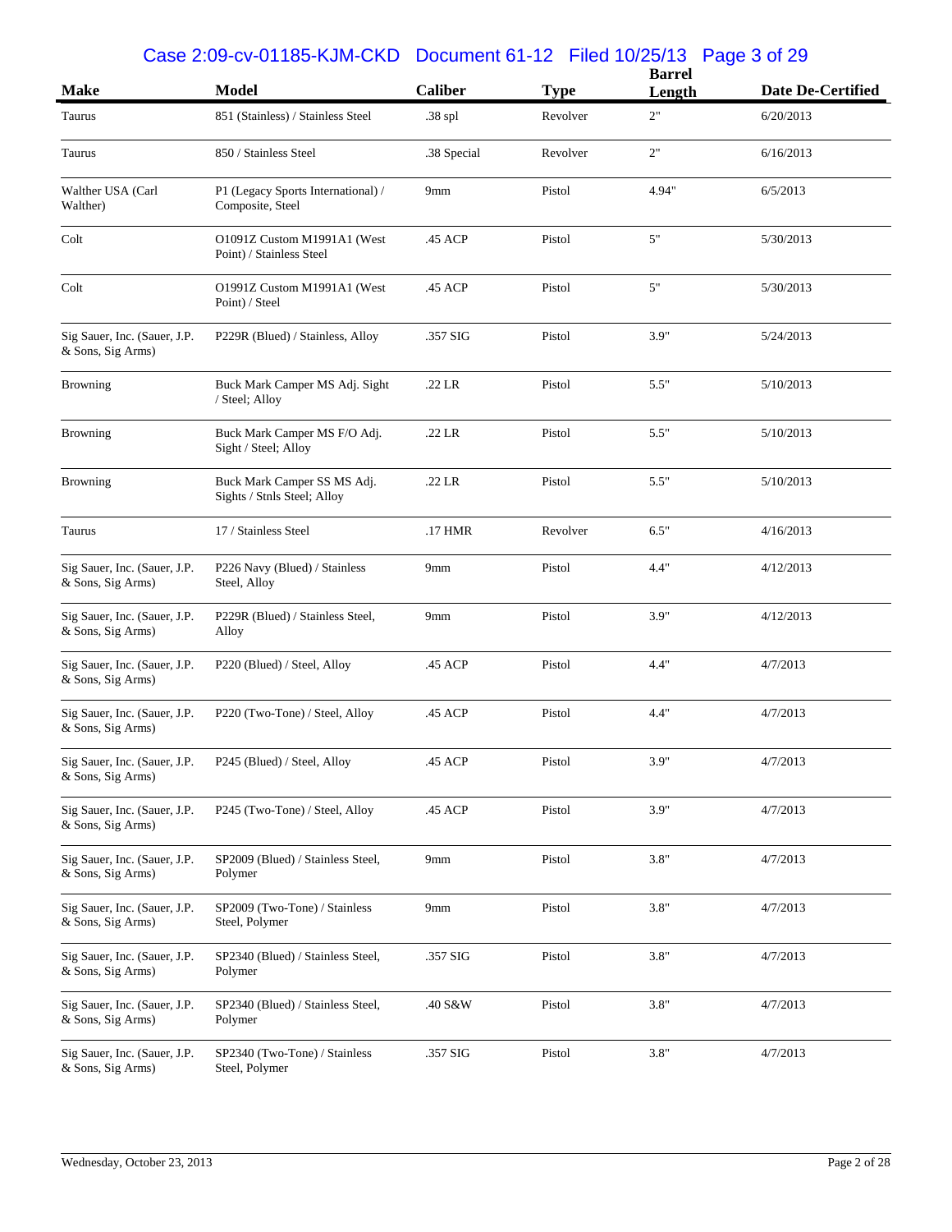| Make | Model | Caliber | Type | Barrel Length | Date De-Certified |
|---|---|---|---|---|---|
| Taurus | 851 (Stainless) / Stainless Steel | .38 spl | Revolver | 2" | 6/20/2013 |
| Taurus | 850 / Stainless Steel | .38 Special | Revolver | 2" | 6/16/2013 |
| Walther USA (Carl Walther) | P1 (Legacy Sports International) / Composite, Steel | 9mm | Pistol | 4.94" | 6/5/2013 |
| Colt | O1091Z Custom M1991A1 (West Point) / Stainless Steel | .45 ACP | Pistol | 5" | 5/30/2013 |
| Colt | O1991Z Custom M1991A1 (West Point) / Steel | .45 ACP | Pistol | 5" | 5/30/2013 |
| Sig Sauer, Inc. (Sauer, J.P. & Sons, Sig Arms) | P229R (Blued) / Stainless, Alloy | .357 SIG | Pistol | 3.9" | 5/24/2013 |
| Browning | Buck Mark Camper MS Adj. Sight / Steel; Alloy | .22 LR | Pistol | 5.5" | 5/10/2013 |
| Browning | Buck Mark Camper MS F/O Adj. Sight / Steel; Alloy | .22 LR | Pistol | 5.5" | 5/10/2013 |
| Browning | Buck Mark Camper SS MS Adj. Sights / Stnls Steel; Alloy | .22 LR | Pistol | 5.5" | 5/10/2013 |
| Taurus | 17 / Stainless Steel | .17 HMR | Revolver | 6.5" | 4/16/2013 |
| Sig Sauer, Inc. (Sauer, J.P. & Sons, Sig Arms) | P226 Navy (Blued) / Stainless Steel, Alloy | 9mm | Pistol | 4.4" | 4/12/2013 |
| Sig Sauer, Inc. (Sauer, J.P. & Sons, Sig Arms) | P229R (Blued) / Stainless Steel, Alloy | 9mm | Pistol | 3.9" | 4/12/2013 |
| Sig Sauer, Inc. (Sauer, J.P. & Sons, Sig Arms) | P220 (Blued) / Steel, Alloy | .45 ACP | Pistol | 4.4" | 4/7/2013 |
| Sig Sauer, Inc. (Sauer, J.P. & Sons, Sig Arms) | P220 (Two-Tone) / Steel, Alloy | .45 ACP | Pistol | 4.4" | 4/7/2013 |
| Sig Sauer, Inc. (Sauer, J.P. & Sons, Sig Arms) | P245 (Blued) / Steel, Alloy | .45 ACP | Pistol | 3.9" | 4/7/2013 |
| Sig Sauer, Inc. (Sauer, J.P. & Sons, Sig Arms) | P245 (Two-Tone) / Steel, Alloy | .45 ACP | Pistol | 3.9" | 4/7/2013 |
| Sig Sauer, Inc. (Sauer, J.P. & Sons, Sig Arms) | SP2009 (Blued) / Stainless Steel, Polymer | 9mm | Pistol | 3.8" | 4/7/2013 |
| Sig Sauer, Inc. (Sauer, J.P. & Sons, Sig Arms) | SP2009 (Two-Tone) / Stainless Steel, Polymer | 9mm | Pistol | 3.8" | 4/7/2013 |
| Sig Sauer, Inc. (Sauer, J.P. & Sons, Sig Arms) | SP2340 (Blued) / Stainless Steel, Polymer | .357 SIG | Pistol | 3.8" | 4/7/2013 |
| Sig Sauer, Inc. (Sauer, J.P. & Sons, Sig Arms) | SP2340 (Blued) / Stainless Steel, Polymer | .40 S&W | Pistol | 3.8" | 4/7/2013 |
| Sig Sauer, Inc. (Sauer, J.P. & Sons, Sig Arms) | SP2340 (Two-Tone) / Stainless Steel, Polymer | .357 SIG | Pistol | 3.8" | 4/7/2013 |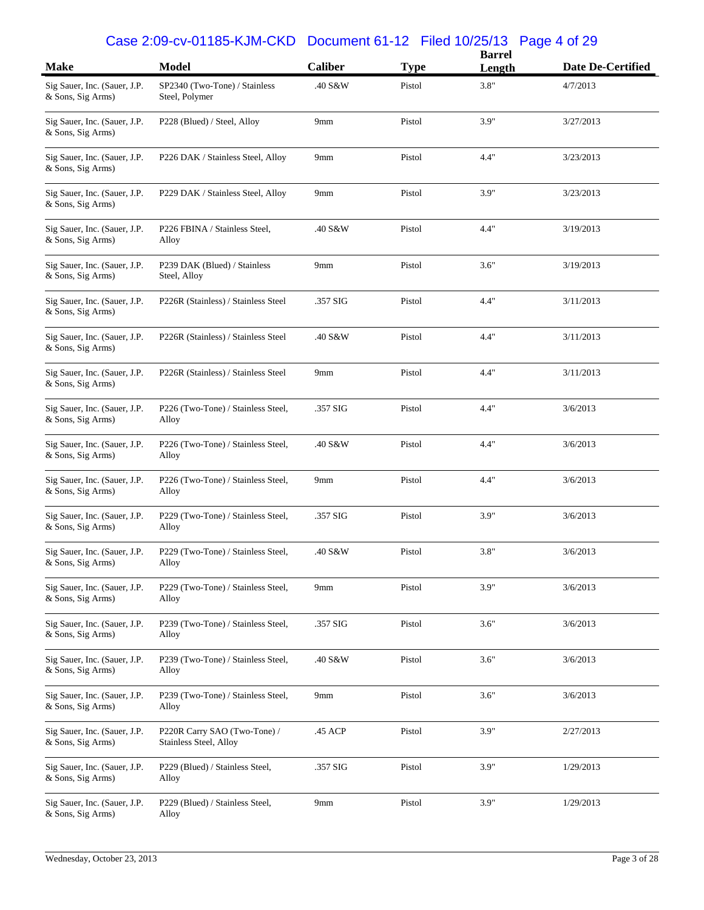| Make | Model | Caliber | Type | Barrel Length | Date De-Certified |
|---|---|---|---|---|---|
| Sig Sauer, Inc. (Sauer, J.P. & Sons, Sig Arms) | SP2340 (Two-Tone) / Stainless Steel, Polymer | .40 S&W | Pistol | 3.8" | 4/7/2013 |
| Sig Sauer, Inc. (Sauer, J.P. & Sons, Sig Arms) | P228 (Blued) / Steel, Alloy | 9mm | Pistol | 3.9" | 3/27/2013 |
| Sig Sauer, Inc. (Sauer, J.P. & Sons, Sig Arms) | P226 DAK / Stainless Steel, Alloy | 9mm | Pistol | 4.4" | 3/23/2013 |
| Sig Sauer, Inc. (Sauer, J.P. & Sons, Sig Arms) | P229 DAK / Stainless Steel, Alloy | 9mm | Pistol | 3.9" | 3/23/2013 |
| Sig Sauer, Inc. (Sauer, J.P. & Sons, Sig Arms) | P226 FBINA / Stainless Steel, Alloy | .40 S&W | Pistol | 4.4" | 3/19/2013 |
| Sig Sauer, Inc. (Sauer, J.P. & Sons, Sig Arms) | P239 DAK (Blued) / Stainless Steel, Alloy | 9mm | Pistol | 3.6" | 3/19/2013 |
| Sig Sauer, Inc. (Sauer, J.P. & Sons, Sig Arms) | P226R (Stainless) / Stainless Steel | .357 SIG | Pistol | 4.4" | 3/11/2013 |
| Sig Sauer, Inc. (Sauer, J.P. & Sons, Sig Arms) | P226R (Stainless) / Stainless Steel | .40 S&W | Pistol | 4.4" | 3/11/2013 |
| Sig Sauer, Inc. (Sauer, J.P. & Sons, Sig Arms) | P226R (Stainless) / Stainless Steel | 9mm | Pistol | 4.4" | 3/11/2013 |
| Sig Sauer, Inc. (Sauer, J.P. & Sons, Sig Arms) | P226 (Two-Tone) / Stainless Steel, Alloy | .357 SIG | Pistol | 4.4" | 3/6/2013 |
| Sig Sauer, Inc. (Sauer, J.P. & Sons, Sig Arms) | P226 (Two-Tone) / Stainless Steel, Alloy | .40 S&W | Pistol | 4.4" | 3/6/2013 |
| Sig Sauer, Inc. (Sauer, J.P. & Sons, Sig Arms) | P226 (Two-Tone) / Stainless Steel, Alloy | 9mm | Pistol | 4.4" | 3/6/2013 |
| Sig Sauer, Inc. (Sauer, J.P. & Sons, Sig Arms) | P229 (Two-Tone) / Stainless Steel, Alloy | .357 SIG | Pistol | 3.9" | 3/6/2013 |
| Sig Sauer, Inc. (Sauer, J.P. & Sons, Sig Arms) | P229 (Two-Tone) / Stainless Steel, Alloy | .40 S&W | Pistol | 3.8" | 3/6/2013 |
| Sig Sauer, Inc. (Sauer, J.P. & Sons, Sig Arms) | P229 (Two-Tone) / Stainless Steel, Alloy | 9mm | Pistol | 3.9" | 3/6/2013 |
| Sig Sauer, Inc. (Sauer, J.P. & Sons, Sig Arms) | P239 (Two-Tone) / Stainless Steel, Alloy | .357 SIG | Pistol | 3.6" | 3/6/2013 |
| Sig Sauer, Inc. (Sauer, J.P. & Sons, Sig Arms) | P239 (Two-Tone) / Stainless Steel, Alloy | .40 S&W | Pistol | 3.6" | 3/6/2013 |
| Sig Sauer, Inc. (Sauer, J.P. & Sons, Sig Arms) | P239 (Two-Tone) / Stainless Steel, Alloy | 9mm | Pistol | 3.6" | 3/6/2013 |
| Sig Sauer, Inc. (Sauer, J.P. & Sons, Sig Arms) | P220R Carry SAO (Two-Tone) / Stainless Steel, Alloy | .45 ACP | Pistol | 3.9" | 2/27/2013 |
| Sig Sauer, Inc. (Sauer, J.P. & Sons, Sig Arms) | P229 (Blued) / Stainless Steel, Alloy | .357 SIG | Pistol | 3.9" | 1/29/2013 |
| Sig Sauer, Inc. (Sauer, J.P. & Sons, Sig Arms) | P229 (Blued) / Stainless Steel, Alloy | 9mm | Pistol | 3.9" | 1/29/2013 |

Wednesday, October 23, 2013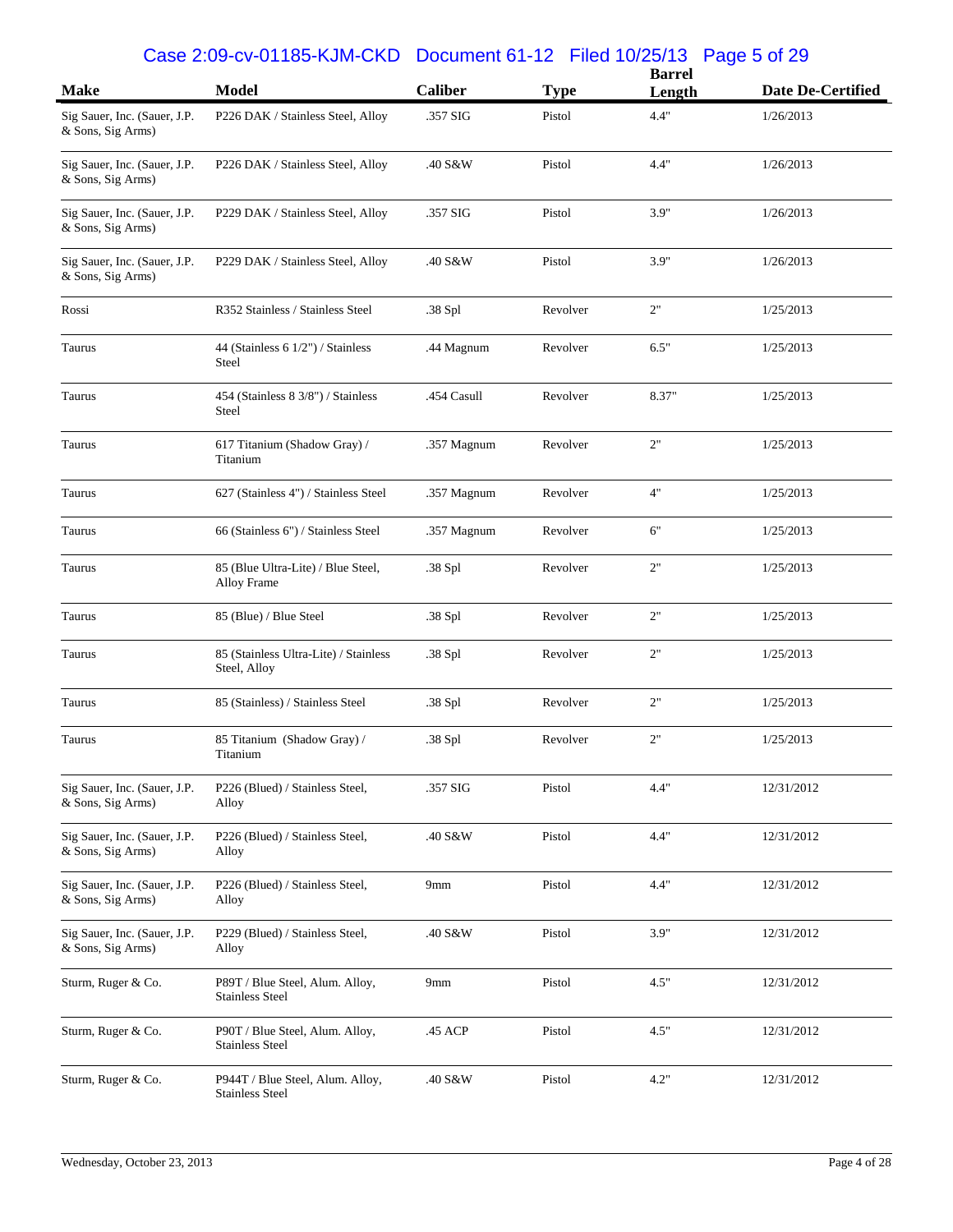| Make | Model | Caliber | Type | Barrel Length | Date De-Certified |
|---|---|---|---|---|---|
| Sig Sauer, Inc. (Sauer, J.P. & Sons, Sig Arms) | P226 DAK / Stainless Steel, Alloy | .357 SIG | Pistol | 4.4" | 1/26/2013 |
| Sig Sauer, Inc. (Sauer, J.P. & Sons, Sig Arms) | P226 DAK / Stainless Steel, Alloy | .40 S&W | Pistol | 4.4" | 1/26/2013 |
| Sig Sauer, Inc. (Sauer, J.P. & Sons, Sig Arms) | P229 DAK / Stainless Steel, Alloy | .357 SIG | Pistol | 3.9" | 1/26/2013 |
| Sig Sauer, Inc. (Sauer, J.P. & Sons, Sig Arms) | P229 DAK / Stainless Steel, Alloy | .40 S&W | Pistol | 3.9" | 1/26/2013 |
| Rossi | R352 Stainless / Stainless Steel | .38 Spl | Revolver | 2" | 1/25/2013 |
| Taurus | 44 (Stainless 6 1/2") / Stainless Steel | .44 Magnum | Revolver | 6.5" | 1/25/2013 |
| Taurus | 454 (Stainless 8 3/8") / Stainless Steel | .454 Casull | Revolver | 8.37" | 1/25/2013 |
| Taurus | 617 Titanium (Shadow Gray) / Titanium | .357 Magnum | Revolver | 2" | 1/25/2013 |
| Taurus | 627 (Stainless 4") / Stainless Steel | .357 Magnum | Revolver | 4" | 1/25/2013 |
| Taurus | 66 (Stainless 6") / Stainless Steel | .357 Magnum | Revolver | 6" | 1/25/2013 |
| Taurus | 85 (Blue Ultra-Lite) / Blue Steel, Alloy Frame | .38 Spl | Revolver | 2" | 1/25/2013 |
| Taurus | 85 (Blue) / Blue Steel | .38 Spl | Revolver | 2" | 1/25/2013 |
| Taurus | 85 (Stainless Ultra-Lite) / Stainless Steel, Alloy | .38 Spl | Revolver | 2" | 1/25/2013 |
| Taurus | 85 (Stainless) / Stainless Steel | .38 Spl | Revolver | 2" | 1/25/2013 |
| Taurus | 85 Titanium (Shadow Gray) / Titanium | .38 Spl | Revolver | 2" | 1/25/2013 |
| Sig Sauer, Inc. (Sauer, J.P. & Sons, Sig Arms) | P226 (Blued) / Stainless Steel, Alloy | .357 SIG | Pistol | 4.4" | 12/31/2012 |
| Sig Sauer, Inc. (Sauer, J.P. & Sons, Sig Arms) | P226 (Blued) / Stainless Steel, Alloy | .40 S&W | Pistol | 4.4" | 12/31/2012 |
| Sig Sauer, Inc. (Sauer, J.P. & Sons, Sig Arms) | P226 (Blued) / Stainless Steel, Alloy | 9mm | Pistol | 4.4" | 12/31/2012 |
| Sig Sauer, Inc. (Sauer, J.P. & Sons, Sig Arms) | P229 (Blued) / Stainless Steel, Alloy | .40 S&W | Pistol | 3.9" | 12/31/2012 |
| Sturm, Ruger & Co. | P89T / Blue Steel, Alum. Alloy, Stainless Steel | 9mm | Pistol | 4.5" | 12/31/2012 |
| Sturm, Ruger & Co. | P90T / Blue Steel, Alum. Alloy, Stainless Steel | .45 ACP | Pistol | 4.5" | 12/31/2012 |
| Sturm, Ruger & Co. | P944T / Blue Steel, Alum. Alloy, Stainless Steel | .40 S&W | Pistol | 4.2" | 12/31/2012 |

Wednesday, October 23, 2013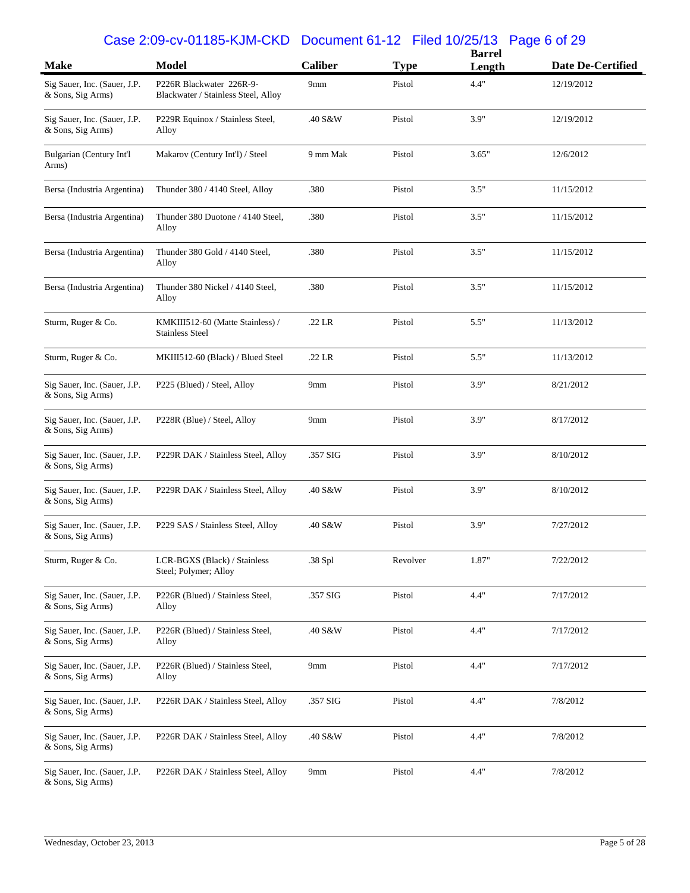| Make | Model | Caliber | Type | Barrel Length | Date De-Certified |
|---|---|---|---|---|---|
| Sig Sauer, Inc. (Sauer, J.P. & Sons, Sig Arms) | P226R Blackwater 226R-9-Blackwater / Stainless Steel, Alloy | 9mm | Pistol | 4.4" | 12/19/2012 |
| Sig Sauer, Inc. (Sauer, J.P. & Sons, Sig Arms) | P229R Equinox / Stainless Steel, Alloy | .40 S&W | Pistol | 3.9" | 12/19/2012 |
| Bulgarian (Century Int'l Arms) | Makarov (Century Int'l) / Steel | 9 mm Mak | Pistol | 3.65" | 12/6/2012 |
| Bersa (Industria Argentina) | Thunder 380 / 4140 Steel, Alloy | .380 | Pistol | 3.5" | 11/15/2012 |
| Bersa (Industria Argentina) | Thunder 380 Duotone / 4140 Steel, Alloy | .380 | Pistol | 3.5" | 11/15/2012 |
| Bersa (Industria Argentina) | Thunder 380 Gold / 4140 Steel, Alloy | .380 | Pistol | 3.5" | 11/15/2012 |
| Bersa (Industria Argentina) | Thunder 380 Nickel / 4140 Steel, Alloy | .380 | Pistol | 3.5" | 11/15/2012 |
| Sturm, Ruger & Co. | KMKIII512-60 (Matte Stainless) / Stainless Steel | .22 LR | Pistol | 5.5" | 11/13/2012 |
| Sturm, Ruger & Co. | MKIII512-60 (Black) / Blued Steel | .22 LR | Pistol | 5.5" | 11/13/2012 |
| Sig Sauer, Inc. (Sauer, J.P. & Sons, Sig Arms) | P225 (Blued) / Steel, Alloy | 9mm | Pistol | 3.9" | 8/21/2012 |
| Sig Sauer, Inc. (Sauer, J.P. & Sons, Sig Arms) | P228R (Blue) / Steel, Alloy | 9mm | Pistol | 3.9" | 8/17/2012 |
| Sig Sauer, Inc. (Sauer, J.P. & Sons, Sig Arms) | P229R DAK / Stainless Steel, Alloy | .357 SIG | Pistol | 3.9" | 8/10/2012 |
| Sig Sauer, Inc. (Sauer, J.P. & Sons, Sig Arms) | P229R DAK / Stainless Steel, Alloy | .40 S&W | Pistol | 3.9" | 8/10/2012 |
| Sig Sauer, Inc. (Sauer, J.P. & Sons, Sig Arms) | P229 SAS / Stainless Steel, Alloy | .40 S&W | Pistol | 3.9" | 7/27/2012 |
| Sturm, Ruger & Co. | LCR-BGXS (Black) / Stainless Steel; Polymer; Alloy | .38 Spl | Revolver | 1.87" | 7/22/2012 |
| Sig Sauer, Inc. (Sauer, J.P. & Sons, Sig Arms) | P226R (Blued) / Stainless Steel, Alloy | .357 SIG | Pistol | 4.4" | 7/17/2012 |
| Sig Sauer, Inc. (Sauer, J.P. & Sons, Sig Arms) | P226R (Blued) / Stainless Steel, Alloy | .40 S&W | Pistol | 4.4" | 7/17/2012 |
| Sig Sauer, Inc. (Sauer, J.P. & Sons, Sig Arms) | P226R (Blued) / Stainless Steel, Alloy | 9mm | Pistol | 4.4" | 7/17/2012 |
| Sig Sauer, Inc. (Sauer, J.P. & Sons, Sig Arms) | P226R DAK / Stainless Steel, Alloy | .357 SIG | Pistol | 4.4" | 7/8/2012 |
| Sig Sauer, Inc. (Sauer, J.P. & Sons, Sig Arms) | P226R DAK / Stainless Steel, Alloy | .40 S&W | Pistol | 4.4" | 7/8/2012 |
| Sig Sauer, Inc. (Sauer, J.P. & Sons, Sig Arms) | P226R DAK / Stainless Steel, Alloy | 9mm | Pistol | 4.4" | 7/8/2012 |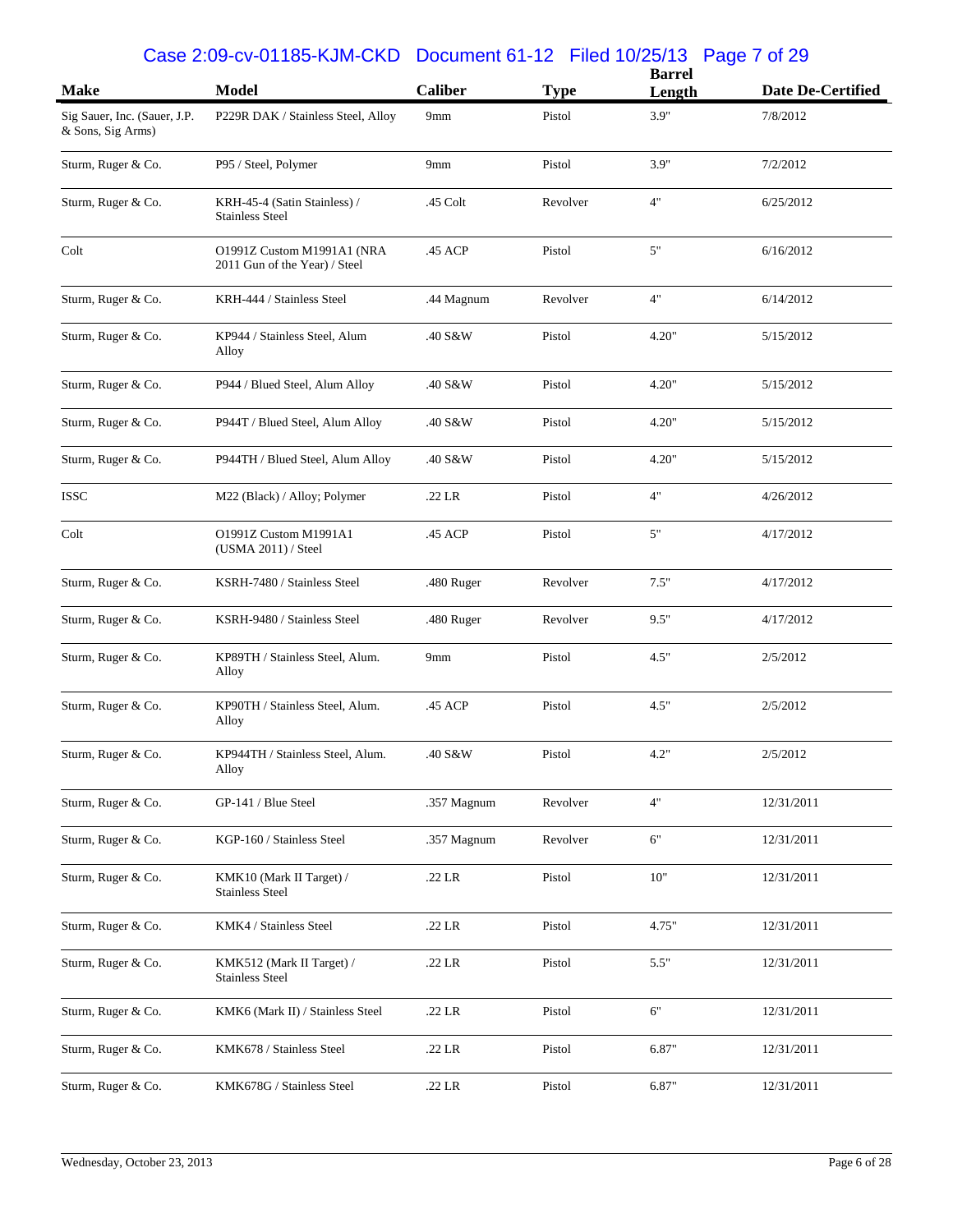| Make | Model | Caliber | Type | Barrel Length | Date De-Certified |
|---|---|---|---|---|---|
| Sig Sauer, Inc. (Sauer, J.P. & Sons, Sig Arms) | P229R DAK / Stainless Steel, Alloy | 9mm | Pistol | 3.9" | 7/8/2012 |
| Sturm, Ruger & Co. | P95 / Steel, Polymer | 9mm | Pistol | 3.9" | 7/2/2012 |
| Sturm, Ruger & Co. | KRH-45-4 (Satin Stainless) / Stainless Steel | .45 Colt | Revolver | 4" | 6/25/2012 |
| Colt | O1991Z Custom M1991A1 (NRA 2011 Gun of the Year) / Steel | .45 ACP | Pistol | 5" | 6/16/2012 |
| Sturm, Ruger & Co. | KRH-444 / Stainless Steel | .44 Magnum | Revolver | 4" | 6/14/2012 |
| Sturm, Ruger & Co. | KP944 / Stainless Steel, Alum Alloy | .40 S&W | Pistol | 4.20" | 5/15/2012 |
| Sturm, Ruger & Co. | P944 / Blued Steel, Alum Alloy | .40 S&W | Pistol | 4.20" | 5/15/2012 |
| Sturm, Ruger & Co. | P944T / Blued Steel, Alum Alloy | .40 S&W | Pistol | 4.20" | 5/15/2012 |
| Sturm, Ruger & Co. | P944TH / Blued Steel, Alum Alloy | .40 S&W | Pistol | 4.20" | 5/15/2012 |
| ISSC | M22 (Black) / Alloy; Polymer | .22 LR | Pistol | 4" | 4/26/2012 |
| Colt | O1991Z Custom M1991A1 (USMA 2011) / Steel | .45 ACP | Pistol | 5" | 4/17/2012 |
| Sturm, Ruger & Co. | KSRH-7480 / Stainless Steel | .480 Ruger | Revolver | 7.5" | 4/17/2012 |
| Sturm, Ruger & Co. | KSRH-9480 / Stainless Steel | .480 Ruger | Revolver | 9.5" | 4/17/2012 |
| Sturm, Ruger & Co. | KP89TH / Stainless Steel, Alum. Alloy | 9mm | Pistol | 4.5" | 2/5/2012 |
| Sturm, Ruger & Co. | KP90TH / Stainless Steel, Alum. Alloy | .45 ACP | Pistol | 4.5" | 2/5/2012 |
| Sturm, Ruger & Co. | KP944TH / Stainless Steel, Alum. Alloy | .40 S&W | Pistol | 4.2" | 2/5/2012 |
| Sturm, Ruger & Co. | GP-141 / Blue Steel | .357 Magnum | Revolver | 4" | 12/31/2011 |
| Sturm, Ruger & Co. | KGP-160 / Stainless Steel | .357 Magnum | Revolver | 6" | 12/31/2011 |
| Sturm, Ruger & Co. | KMK10 (Mark II Target) / Stainless Steel | .22 LR | Pistol | 10" | 12/31/2011 |
| Sturm, Ruger & Co. | KMK4 / Stainless Steel | .22 LR | Pistol | 4.75" | 12/31/2011 |
| Sturm, Ruger & Co. | KMK512 (Mark II Target) / Stainless Steel | .22 LR | Pistol | 5.5" | 12/31/2011 |
| Sturm, Ruger & Co. | KMK6 (Mark II) / Stainless Steel | .22 LR | Pistol | 6" | 12/31/2011 |
| Sturm, Ruger & Co. | KMK678 / Stainless Steel | .22 LR | Pistol | 6.87" | 12/31/2011 |
| Sturm, Ruger & Co. | KMK678G / Stainless Steel | .22 LR | Pistol | 6.87" | 12/31/2011 |

Wednesday, October 23, 2013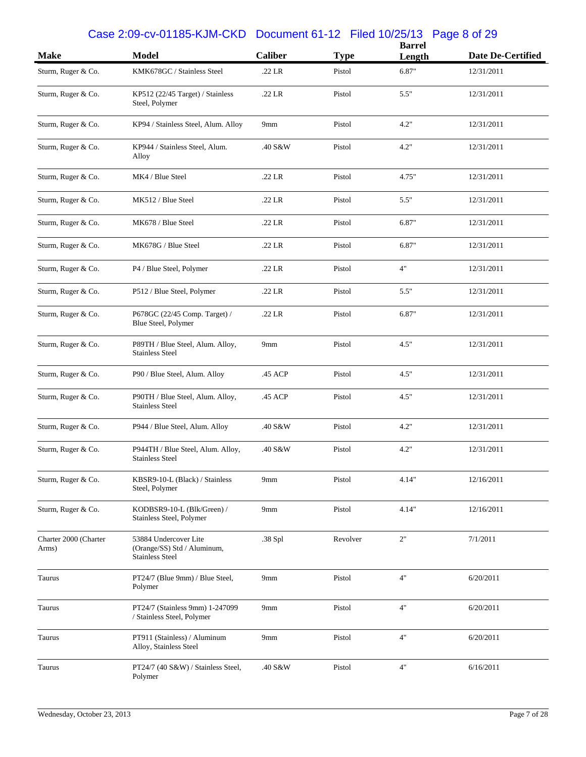| Make | Model | Caliber | Type | Barrel Length | Date De-Certified |
|---|---|---|---|---|---|
| Sturm, Ruger & Co. | KMK678GC / Stainless Steel | .22 LR | Pistol | 6.87" | 12/31/2011 |
| Sturm, Ruger & Co. | KP512 (22/45 Target) / Stainless Steel, Polymer | .22 LR | Pistol | 5.5" | 12/31/2011 |
| Sturm, Ruger & Co. | KP94 / Stainless Steel, Alum. Alloy | 9mm | Pistol | 4.2" | 12/31/2011 |
| Sturm, Ruger & Co. | KP944 / Stainless Steel, Alum. Alloy | .40 S&W | Pistol | 4.2" | 12/31/2011 |
| Sturm, Ruger & Co. | MK4 / Blue Steel | .22 LR | Pistol | 4.75" | 12/31/2011 |
| Sturm, Ruger & Co. | MK512 / Blue Steel | .22 LR | Pistol | 5.5" | 12/31/2011 |
| Sturm, Ruger & Co. | MK678 / Blue Steel | .22 LR | Pistol | 6.87" | 12/31/2011 |
| Sturm, Ruger & Co. | MK678G / Blue Steel | .22 LR | Pistol | 6.87" | 12/31/2011 |
| Sturm, Ruger & Co. | P4 / Blue Steel, Polymer | .22 LR | Pistol | 4" | 12/31/2011 |
| Sturm, Ruger & Co. | P512 / Blue Steel, Polymer | .22 LR | Pistol | 5.5" | 12/31/2011 |
| Sturm, Ruger & Co. | P678GC (22/45 Comp. Target) / Blue Steel, Polymer | .22 LR | Pistol | 6.87" | 12/31/2011 |
| Sturm, Ruger & Co. | P89TH / Blue Steel, Alum. Alloy, Stainless Steel | 9mm | Pistol | 4.5" | 12/31/2011 |
| Sturm, Ruger & Co. | P90 / Blue Steel, Alum. Alloy | .45 ACP | Pistol | 4.5" | 12/31/2011 |
| Sturm, Ruger & Co. | P90TH / Blue Steel, Alum. Alloy, Stainless Steel | .45 ACP | Pistol | 4.5" | 12/31/2011 |
| Sturm, Ruger & Co. | P944 / Blue Steel, Alum. Alloy | .40 S&W | Pistol | 4.2" | 12/31/2011 |
| Sturm, Ruger & Co. | P944TH / Blue Steel, Alum. Alloy, Stainless Steel | .40 S&W | Pistol | 4.2" | 12/31/2011 |
| Sturm, Ruger & Co. | KBSR9-10-L (Black) / Stainless Steel, Polymer | 9mm | Pistol | 4.14" | 12/16/2011 |
| Sturm, Ruger & Co. | KODBSR9-10-L (Blk/Green) / Stainless Steel, Polymer | 9mm | Pistol | 4.14" | 12/16/2011 |
| Charter 2000 (Charter Arms) | 53884 Undercover Lite (Orange/SS) Std / Aluminum, Stainless Steel | .38 Spl | Revolver | 2" | 7/1/2011 |
| Taurus | PT24/7 (Blue 9mm) / Blue Steel, Polymer | 9mm | Pistol | 4" | 6/20/2011 |
| Taurus | PT24/7 (Stainless 9mm) 1-247099 / Stainless Steel, Polymer | 9mm | Pistol | 4" | 6/20/2011 |
| Taurus | PT911 (Stainless) / Aluminum Alloy, Stainless Steel | 9mm | Pistol | 4" | 6/20/2011 |
| Taurus | PT24/7 (40 S&W) / Stainless Steel, Polymer | .40 S&W | Pistol | 4" | 6/16/2011 |

Wednesday, October 23, 2013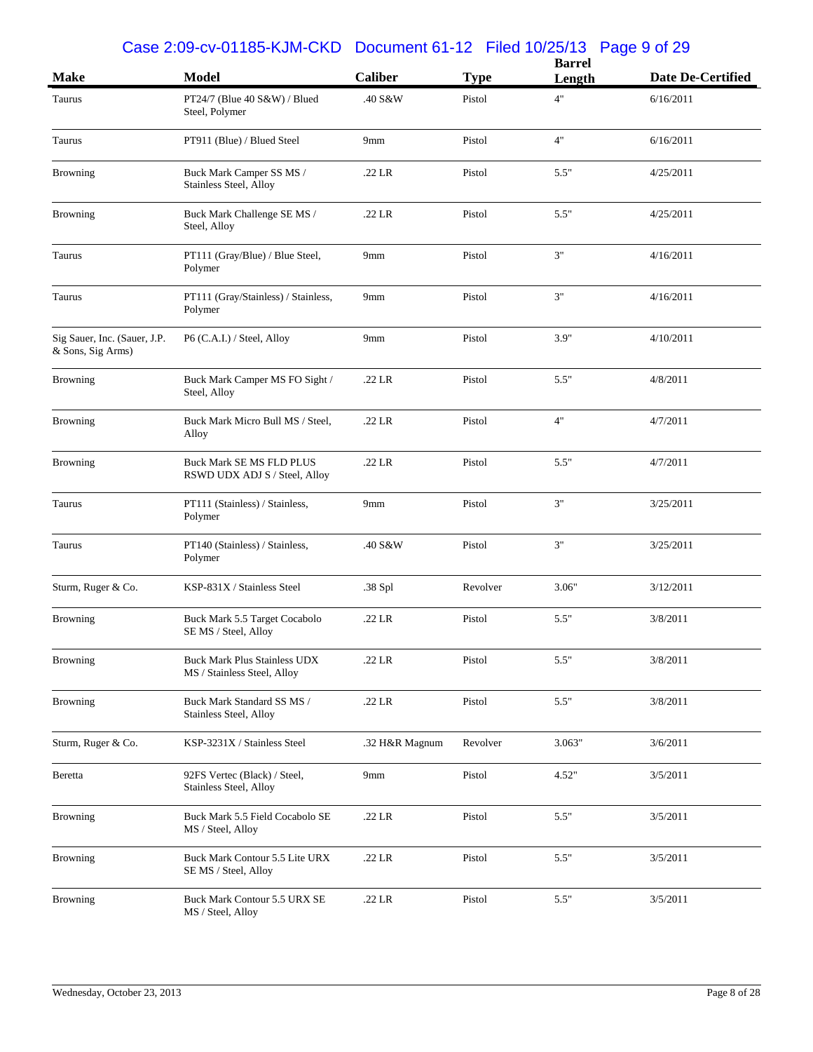| Make | Model | Caliber | Type | Barrel Length | Date De-Certified |
|---|---|---|---|---|---|
| Taurus | PT24/7 (Blue 40 S&W) / Blued Steel, Polymer | .40 S&W | Pistol | 4" | 6/16/2011 |
| Taurus | PT911 (Blue) / Blued Steel | 9mm | Pistol | 4" | 6/16/2011 |
| Browning | Buck Mark Camper SS MS / Stainless Steel, Alloy | .22 LR | Pistol | 5.5" | 4/25/2011 |
| Browning | Buck Mark Challenge SE MS / Steel, Alloy | .22 LR | Pistol | 5.5" | 4/25/2011 |
| Taurus | PT111 (Gray/Blue) / Blue Steel, Polymer | 9mm | Pistol | 3" | 4/16/2011 |
| Taurus | PT111 (Gray/Stainless) / Stainless, Polymer | 9mm | Pistol | 3" | 4/16/2011 |
| Sig Sauer, Inc. (Sauer, J.P. & Sons, Sig Arms) | P6 (C.A.I.) / Steel, Alloy | 9mm | Pistol | 3.9" | 4/10/2011 |
| Browning | Buck Mark Camper MS FO Sight / Steel, Alloy | .22 LR | Pistol | 5.5" | 4/8/2011 |
| Browning | Buck Mark Micro Bull MS / Steel, Alloy | .22 LR | Pistol | 4" | 4/7/2011 |
| Browning | Buck Mark SE MS FLD PLUS RSWD UDX ADJ S / Steel, Alloy | .22 LR | Pistol | 5.5" | 4/7/2011 |
| Taurus | PT111 (Stainless) / Stainless, Polymer | 9mm | Pistol | 3" | 3/25/2011 |
| Taurus | PT140 (Stainless) / Stainless, Polymer | .40 S&W | Pistol | 3" | 3/25/2011 |
| Sturm, Ruger & Co. | KSP-831X / Stainless Steel | .38 Spl | Revolver | 3.06" | 3/12/2011 |
| Browning | Buck Mark 5.5 Target Cocabolo SE MS / Steel, Alloy | .22 LR | Pistol | 5.5" | 3/8/2011 |
| Browning | Buck Mark Plus Stainless UDX MS / Stainless Steel, Alloy | .22 LR | Pistol | 5.5" | 3/8/2011 |
| Browning | Buck Mark Standard SS MS / Stainless Steel, Alloy | .22 LR | Pistol | 5.5" | 3/8/2011 |
| Sturm, Ruger & Co. | KSP-3231X / Stainless Steel | .32 H&R Magnum | Revolver | 3.063" | 3/6/2011 |
| Beretta | 92FS Vertec (Black) / Steel, Stainless Steel, Alloy | 9mm | Pistol | 4.52" | 3/5/2011 |
| Browning | Buck Mark 5.5 Field Cocabolo SE MS / Steel, Alloy | .22 LR | Pistol | 5.5" | 3/5/2011 |
| Browning | Buck Mark Contour 5.5 Lite URX SE MS / Steel, Alloy | .22 LR | Pistol | 5.5" | 3/5/2011 |
| Browning | Buck Mark Contour 5.5 URX SE MS / Steel, Alloy | .22 LR | Pistol | 5.5" | 3/5/2011 |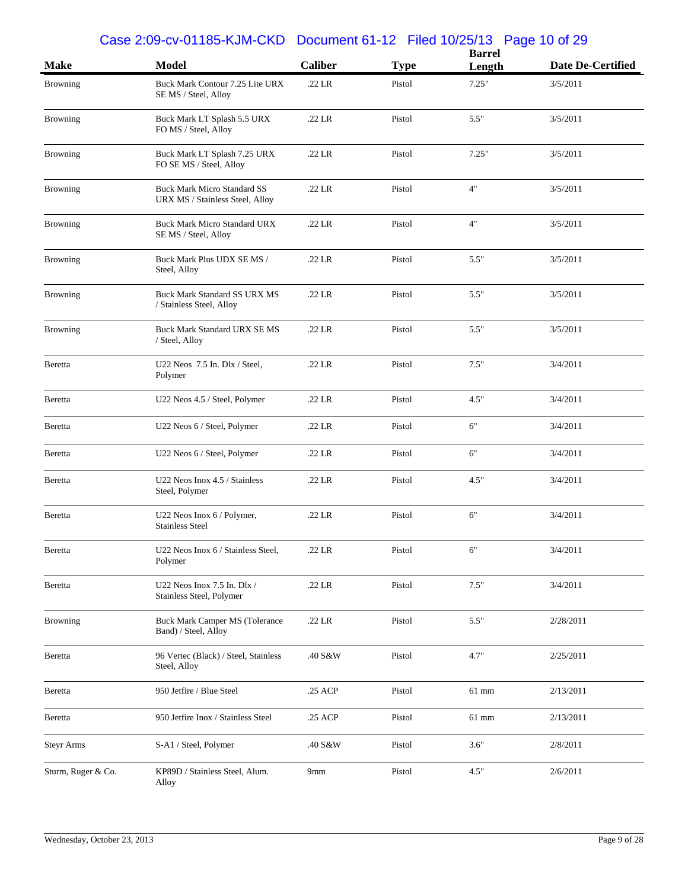| Make | Model | Caliber | Type | Barrel Length | Date De-Certified |
|---|---|---|---|---|---|
| Browning | Buck Mark Contour 7.25 Lite URX SE MS / Steel, Alloy | .22 LR | Pistol | 7.25" | 3/5/2011 |
| Browning | Buck Mark LT Splash 5.5 URX FO MS / Steel, Alloy | .22 LR | Pistol | 5.5" | 3/5/2011 |
| Browning | Buck Mark LT Splash 7.25 URX FO SE MS / Steel, Alloy | .22 LR | Pistol | 7.25" | 3/5/2011 |
| Browning | Buck Mark Micro Standard SS URX MS / Stainless Steel, Alloy | .22 LR | Pistol | 4" | 3/5/2011 |
| Browning | Buck Mark Micro Standard URX SE MS / Steel, Alloy | .22 LR | Pistol | 4" | 3/5/2011 |
| Browning | Buck Mark Plus UDX SE MS / Steel, Alloy | .22 LR | Pistol | 5.5" | 3/5/2011 |
| Browning | Buck Mark Standard SS URX MS / Stainless Steel, Alloy | .22 LR | Pistol | 5.5" | 3/5/2011 |
| Browning | Buck Mark Standard URX SE MS / Steel, Alloy | .22 LR | Pistol | 5.5" | 3/5/2011 |
| Beretta | U22 Neos 7.5 In. Dlx / Steel, Polymer | .22 LR | Pistol | 7.5" | 3/4/2011 |
| Beretta | U22 Neos 4.5 / Steel, Polymer | .22 LR | Pistol | 4.5" | 3/4/2011 |
| Beretta | U22 Neos 6 / Steel, Polymer | .22 LR | Pistol | 6" | 3/4/2011 |
| Beretta | U22 Neos 6 / Steel, Polymer | .22 LR | Pistol | 6" | 3/4/2011 |
| Beretta | U22 Neos Inox 4.5 / Stainless Steel, Polymer | .22 LR | Pistol | 4.5" | 3/4/2011 |
| Beretta | U22 Neos Inox 6 / Polymer, Stainless Steel | .22 LR | Pistol | 6" | 3/4/2011 |
| Beretta | U22 Neos Inox 6 / Stainless Steel, Polymer | .22 LR | Pistol | 6" | 3/4/2011 |
| Beretta | U22 Neos Inox 7.5 In. Dlx / Stainless Steel, Polymer | .22 LR | Pistol | 7.5" | 3/4/2011 |
| Browning | Buck Mark Camper MS (Tolerance Band) / Steel, Alloy | .22 LR | Pistol | 5.5" | 2/28/2011 |
| Beretta | 96 Vertec (Black) / Steel, Stainless Steel, Alloy | .40 S&W | Pistol | 4.7" | 2/25/2011 |
| Beretta | 950 Jetfire / Blue Steel | .25 ACP | Pistol | 61 mm | 2/13/2011 |
| Beretta | 950 Jetfire Inox / Stainless Steel | .25 ACP | Pistol | 61 mm | 2/13/2011 |
| Steyr Arms | S-A1 / Steel, Polymer | .40 S&W | Pistol | 3.6" | 2/8/2011 |
| Sturm, Ruger & Co. | KP89D / Stainless Steel, Alum. Alloy | 9mm | Pistol | 4.5" | 2/6/2011 |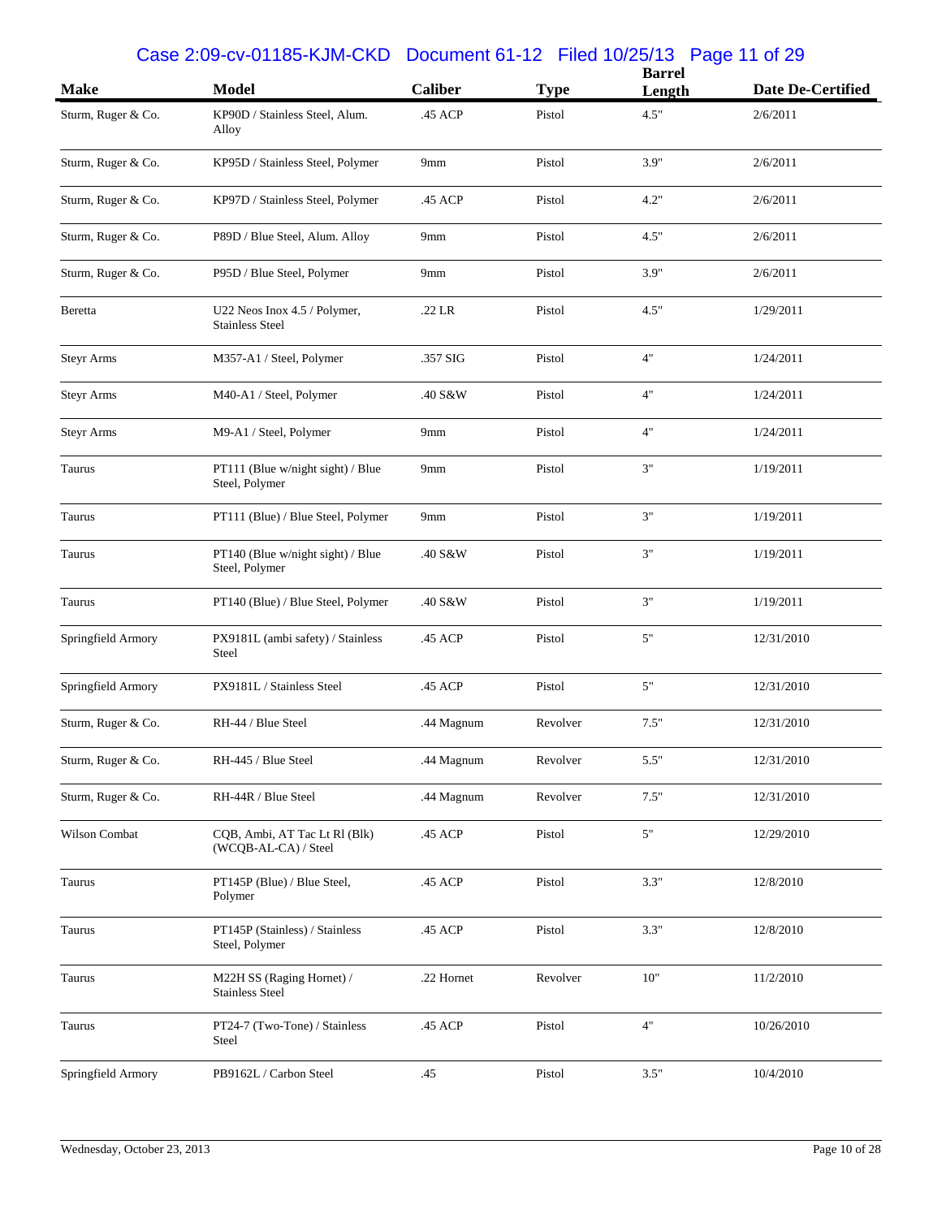| Make | Model | Caliber | Type | Barrel Length | Date De-Certified |
|---|---|---|---|---|---|
| Sturm, Ruger & Co. | KP90D / Stainless Steel, Alum. Alloy | .45 ACP | Pistol | 4.5" | 2/6/2011 |
| Sturm, Ruger & Co. | KP95D / Stainless Steel, Polymer | 9mm | Pistol | 3.9" | 2/6/2011 |
| Sturm, Ruger & Co. | KP97D / Stainless Steel, Polymer | .45 ACP | Pistol | 4.2" | 2/6/2011 |
| Sturm, Ruger & Co. | P89D / Blue Steel, Alum. Alloy | 9mm | Pistol | 4.5" | 2/6/2011 |
| Sturm, Ruger & Co. | P95D / Blue Steel, Polymer | 9mm | Pistol | 3.9" | 2/6/2011 |
| Beretta | U22 Neos Inox 4.5 / Polymer, Stainless Steel | .22 LR | Pistol | 4.5" | 1/29/2011 |
| Steyr Arms | M357-A1 / Steel, Polymer | .357 SIG | Pistol | 4" | 1/24/2011 |
| Steyr Arms | M40-A1 / Steel, Polymer | .40 S&W | Pistol | 4" | 1/24/2011 |
| Steyr Arms | M9-A1 / Steel, Polymer | 9mm | Pistol | 4" | 1/24/2011 |
| Taurus | PT111 (Blue w/night sight) / Blue Steel, Polymer | 9mm | Pistol | 3" | 1/19/2011 |
| Taurus | PT111 (Blue) / Blue Steel, Polymer | 9mm | Pistol | 3" | 1/19/2011 |
| Taurus | PT140 (Blue w/night sight) / Blue Steel, Polymer | .40 S&W | Pistol | 3" | 1/19/2011 |
| Taurus | PT140 (Blue) / Blue Steel, Polymer | .40 S&W | Pistol | 3" | 1/19/2011 |
| Springfield Armory | PX9181L (ambi safety) / Stainless Steel | .45 ACP | Pistol | 5" | 12/31/2010 |
| Springfield Armory | PX9181L / Stainless Steel | .45 ACP | Pistol | 5" | 12/31/2010 |
| Sturm, Ruger & Co. | RH-44 / Blue Steel | .44 Magnum | Revolver | 7.5" | 12/31/2010 |
| Sturm, Ruger & Co. | RH-445 / Blue Steel | .44 Magnum | Revolver | 5.5" | 12/31/2010 |
| Sturm, Ruger & Co. | RH-44R / Blue Steel | .44 Magnum | Revolver | 7.5" | 12/31/2010 |
| Wilson Combat | CQB, Ambi, AT Tac Lt Rl (Blk) (WCQB-AL-CA) / Steel | .45 ACP | Pistol | 5" | 12/29/2010 |
| Taurus | PT145P (Blue) / Blue Steel, Polymer | .45 ACP | Pistol | 3.3" | 12/8/2010 |
| Taurus | PT145P (Stainless) / Stainless Steel, Polymer | .45 ACP | Pistol | 3.3" | 12/8/2010 |
| Taurus | M22H SS (Raging Hornet) / Stainless Steel | .22 Hornet | Revolver | 10" | 11/2/2010 |
| Taurus | PT24-7 (Two-Tone) / Stainless Steel | .45 ACP | Pistol | 4" | 10/26/2010 |
| Springfield Armory | PB9162L / Carbon Steel | .45 | Pistol | 3.5" | 10/4/2010 |

Wednesday, October 23, 2013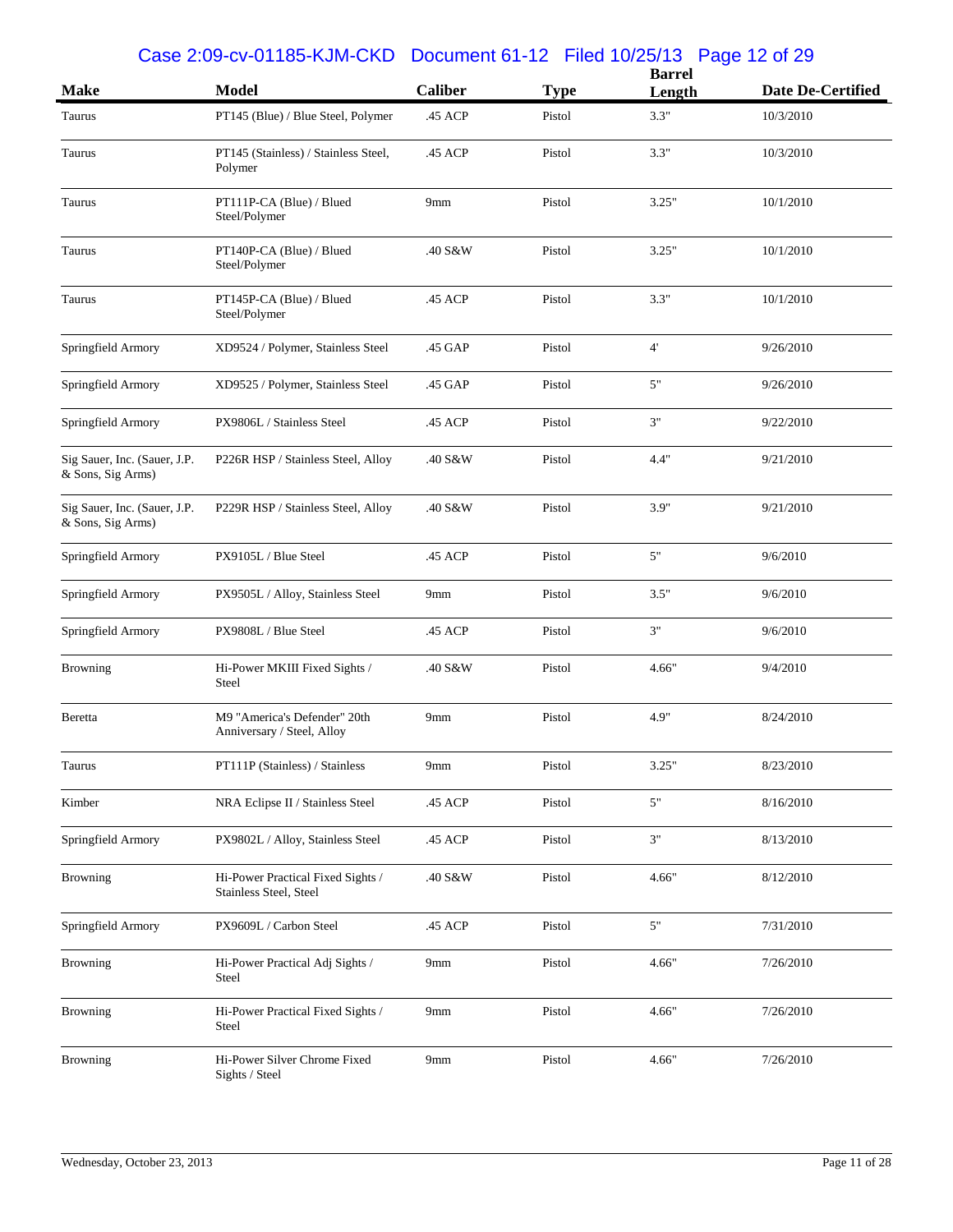| Make | Model | Caliber | Type | Barrel Length | Date De-Certified |
|---|---|---|---|---|---|
| Taurus | PT145 (Blue) / Blue Steel, Polymer | .45 ACP | Pistol | 3.3" | 10/3/2010 |
| Taurus | PT145 (Stainless) / Stainless Steel, Polymer | .45 ACP | Pistol | 3.3" | 10/3/2010 |
| Taurus | PT111P-CA (Blue) / Blued Steel/Polymer | 9mm | Pistol | 3.25" | 10/1/2010 |
| Taurus | PT140P-CA (Blue) / Blued Steel/Polymer | .40 S&W | Pistol | 3.25" | 10/1/2010 |
| Taurus | PT145P-CA (Blue) / Blued Steel/Polymer | .45 ACP | Pistol | 3.3" | 10/1/2010 |
| Springfield Armory | XD9524 / Polymer, Stainless Steel | .45 GAP | Pistol | 4' | 9/26/2010 |
| Springfield Armory | XD9525 / Polymer, Stainless Steel | .45 GAP | Pistol | 5" | 9/26/2010 |
| Springfield Armory | PX9806L / Stainless Steel | .45 ACP | Pistol | 3" | 9/22/2010 |
| Sig Sauer, Inc. (Sauer, J.P. & Sons, Sig Arms) | P226R HSP / Stainless Steel, Alloy | .40 S&W | Pistol | 4.4" | 9/21/2010 |
| Sig Sauer, Inc. (Sauer, J.P. & Sons, Sig Arms) | P229R HSP / Stainless Steel, Alloy | .40 S&W | Pistol | 3.9" | 9/21/2010 |
| Springfield Armory | PX9105L / Blue Steel | .45 ACP | Pistol | 5" | 9/6/2010 |
| Springfield Armory | PX9505L / Alloy, Stainless Steel | 9mm | Pistol | 3.5" | 9/6/2010 |
| Springfield Armory | PX9808L / Blue Steel | .45 ACP | Pistol | 3" | 9/6/2010 |
| Browning | Hi-Power MKIII Fixed Sights / Steel | .40 S&W | Pistol | 4.66" | 9/4/2010 |
| Beretta | M9 "America's Defender" 20th Anniversary / Steel, Alloy | 9mm | Pistol | 4.9" | 8/24/2010 |
| Taurus | PT111P (Stainless) / Stainless | 9mm | Pistol | 3.25" | 8/23/2010 |
| Kimber | NRA Eclipse II / Stainless Steel | .45 ACP | Pistol | 5" | 8/16/2010 |
| Springfield Armory | PX9802L / Alloy, Stainless Steel | .45 ACP | Pistol | 3" | 8/13/2010 |
| Browning | Hi-Power Practical Fixed Sights / Stainless Steel, Steel | .40 S&W | Pistol | 4.66" | 8/12/2010 |
| Springfield Armory | PX9609L / Carbon Steel | .45 ACP | Pistol | 5" | 7/31/2010 |
| Browning | Hi-Power Practical Adj Sights / Steel | 9mm | Pistol | 4.66" | 7/26/2010 |
| Browning | Hi-Power Practical Fixed Sights / Steel | 9mm | Pistol | 4.66" | 7/26/2010 |
| Browning | Hi-Power Silver Chrome Fixed Sights / Steel | 9mm | Pistol | 4.66" | 7/26/2010 |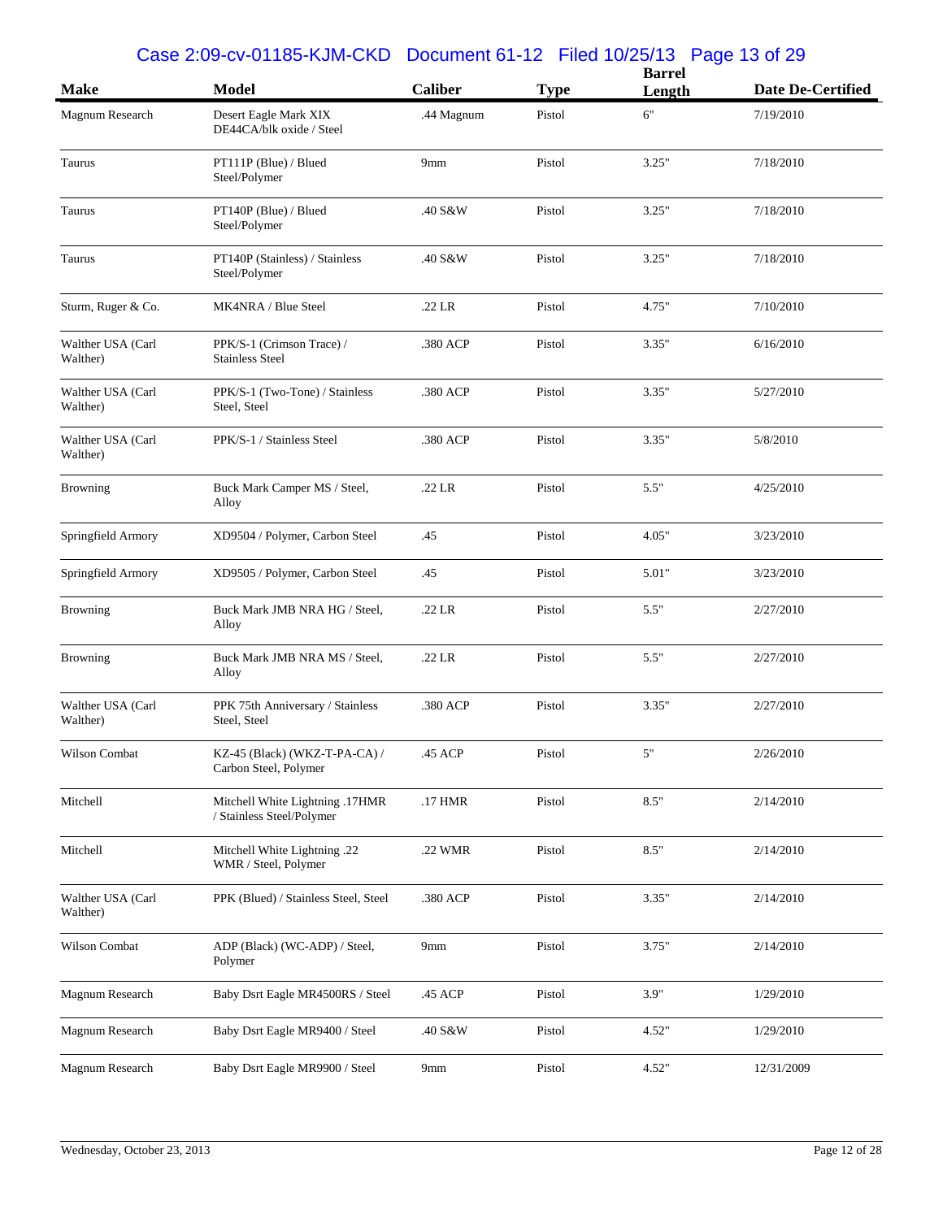| Make | Model | Caliber | Type | Barrel Length | Date De-Certified |
|---|---|---|---|---|---|
| Magnum Research | Desert Eagle Mark XIX DE44CA/blk oxide / Steel | .44 Magnum | Pistol | 6" | 7/19/2010 |
| Taurus | PT111P (Blue) / Blued Steel/Polymer | 9mm | Pistol | 3.25" | 7/18/2010 |
| Taurus | PT140P (Blue) / Blued Steel/Polymer | .40 S&W | Pistol | 3.25" | 7/18/2010 |
| Taurus | PT140P (Stainless) / Stainless Steel/Polymer | .40 S&W | Pistol | 3.25" | 7/18/2010 |
| Sturm, Ruger & Co. | MK4NRA / Blue Steel | .22 LR | Pistol | 4.75" | 7/10/2010 |
| Walther USA (Carl Walther) | PPK/S-1 (Crimson Trace) / Stainless Steel | .380 ACP | Pistol | 3.35" | 6/16/2010 |
| Walther USA (Carl Walther) | PPK/S-1 (Two-Tone) / Stainless Steel, Steel | .380 ACP | Pistol | 3.35" | 5/27/2010 |
| Walther USA (Carl Walther) | PPK/S-1 / Stainless Steel | .380 ACP | Pistol | 3.35" | 5/8/2010 |
| Browning | Buck Mark Camper MS / Steel, Alloy | .22 LR | Pistol | 5.5" | 4/25/2010 |
| Springfield Armory | XD9504 / Polymer, Carbon Steel | .45 | Pistol | 4.05" | 3/23/2010 |
| Springfield Armory | XD9505 / Polymer, Carbon Steel | .45 | Pistol | 5.01" | 3/23/2010 |
| Browning | Buck Mark JMB NRA HG / Steel, Alloy | .22 LR | Pistol | 5.5" | 2/27/2010 |
| Browning | Buck Mark JMB NRA MS / Steel, Alloy | .22 LR | Pistol | 5.5" | 2/27/2010 |
| Walther USA (Carl Walther) | PPK 75th Anniversary / Stainless Steel, Steel | .380 ACP | Pistol | 3.35" | 2/27/2010 |
| Wilson Combat | KZ-45 (Black) (WKZ-T-PA-CA) / Carbon Steel, Polymer | .45 ACP | Pistol | 5" | 2/26/2010 |
| Mitchell | Mitchell White Lightning .17HMR / Stainless Steel/Polymer | .17 HMR | Pistol | 8.5" | 2/14/2010 |
| Mitchell | Mitchell White Lightning .22 WMR / Steel, Polymer | .22 WMR | Pistol | 8.5" | 2/14/2010 |
| Walther USA (Carl Walther) | PPK (Blued) / Stainless Steel, Steel | .380 ACP | Pistol | 3.35" | 2/14/2010 |
| Wilson Combat | ADP (Black) (WC-ADP) / Steel, Polymer | 9mm | Pistol | 3.75" | 2/14/2010 |
| Magnum Research | Baby Dsrt Eagle MR4500RS / Steel | .45 ACP | Pistol | 3.9" | 1/29/2010 |
| Magnum Research | Baby Dsrt Eagle MR9400 / Steel | .40 S&W | Pistol | 4.52" | 1/29/2010 |
| Magnum Research | Baby Dsrt Eagle MR9900 / Steel | 9mm | Pistol | 4.52" | 12/31/2009 |

Wednesday, October 23, 2013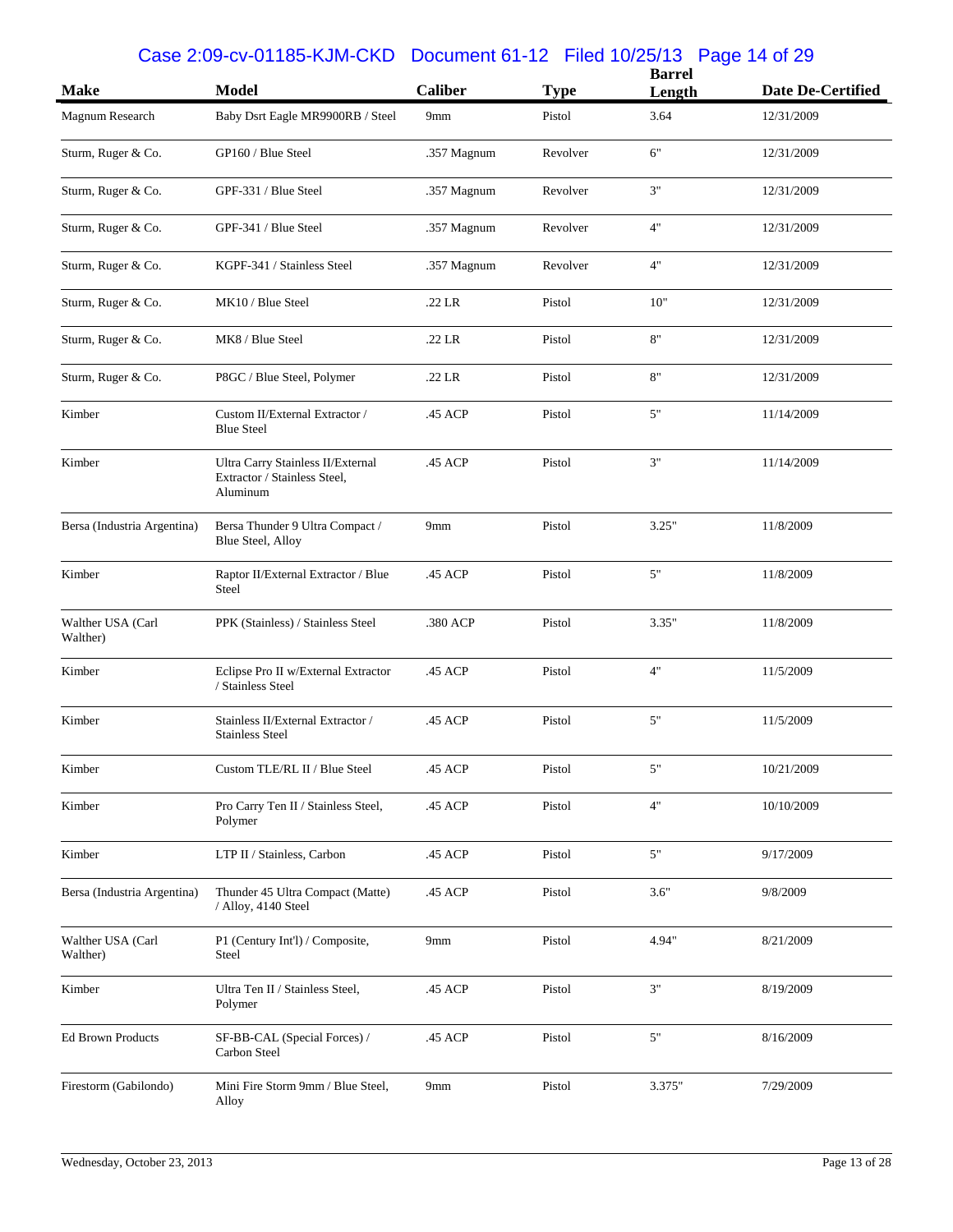| Make | Model | Caliber | Type | Barrel Length | Date De-Certified |
|---|---|---|---|---|---|
| Magnum Research | Baby Dsrt Eagle MR9900RB / Steel | 9mm | Pistol | 3.64 | 12/31/2009 |
| Sturm, Ruger & Co. | GP160 / Blue Steel | .357 Magnum | Revolver | 6" | 12/31/2009 |
| Sturm, Ruger & Co. | GPF-331 / Blue Steel | .357 Magnum | Revolver | 3" | 12/31/2009 |
| Sturm, Ruger & Co. | GPF-341 / Blue Steel | .357 Magnum | Revolver | 4" | 12/31/2009 |
| Sturm, Ruger & Co. | KGPF-341 / Stainless Steel | .357 Magnum | Revolver | 4" | 12/31/2009 |
| Sturm, Ruger & Co. | MK10 / Blue Steel | .22 LR | Pistol | 10" | 12/31/2009 |
| Sturm, Ruger & Co. | MK8 / Blue Steel | .22 LR | Pistol | 8" | 12/31/2009 |
| Sturm, Ruger & Co. | P8GC / Blue Steel, Polymer | .22 LR | Pistol | 8" | 12/31/2009 |
| Kimber | Custom II/External Extractor / Blue Steel | .45 ACP | Pistol | 5" | 11/14/2009 |
| Kimber | Ultra Carry Stainless II/External Extractor / Stainless Steel, Aluminum | .45 ACP | Pistol | 3" | 11/14/2009 |
| Bersa (Industria Argentina) | Bersa Thunder 9 Ultra Compact / Blue Steel, Alloy | 9mm | Pistol | 3.25" | 11/8/2009 |
| Kimber | Raptor II/External Extractor / Blue Steel | .45 ACP | Pistol | 5" | 11/8/2009 |
| Walther USA (Carl Walther) | PPK (Stainless) / Stainless Steel | .380 ACP | Pistol | 3.35" | 11/8/2009 |
| Kimber | Eclipse Pro II w/External Extractor / Stainless Steel | .45 ACP | Pistol | 4" | 11/5/2009 |
| Kimber | Stainless II/External Extractor / Stainless Steel | .45 ACP | Pistol | 5" | 11/5/2009 |
| Kimber | Custom TLE/RL II / Blue Steel | .45 ACP | Pistol | 5" | 10/21/2009 |
| Kimber | Pro Carry Ten II / Stainless Steel, Polymer | .45 ACP | Pistol | 4" | 10/10/2009 |
| Kimber | LTP II / Stainless, Carbon | .45 ACP | Pistol | 5" | 9/17/2009 |
| Bersa (Industria Argentina) | Thunder 45 Ultra Compact (Matte) / Alloy, 4140 Steel | .45 ACP | Pistol | 3.6" | 9/8/2009 |
| Walther USA (Carl Walther) | P1 (Century Int'l) / Composite, Steel | 9mm | Pistol | 4.94" | 8/21/2009 |
| Kimber | Ultra Ten II / Stainless Steel, Polymer | .45 ACP | Pistol | 3" | 8/19/2009 |
| Ed Brown Products | SF-BB-CAL (Special Forces) / Carbon Steel | .45 ACP | Pistol | 5" | 8/16/2009 |
| Firestorm (Gabilondo) | Mini Fire Storm 9mm / Blue Steel, Alloy | 9mm | Pistol | 3.375" | 7/29/2009 |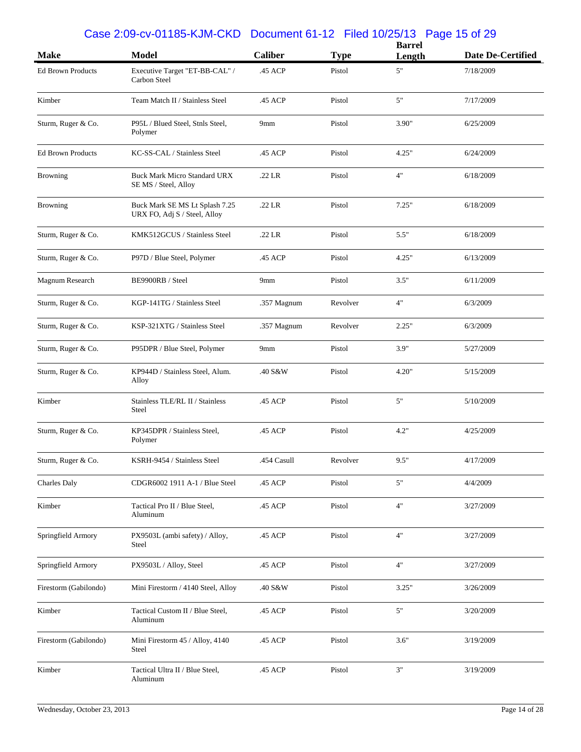| Make | Model | Caliber | Type | Barrel Length | Date De-Certified |
|---|---|---|---|---|---|
| Ed Brown Products | Executive Target "ET-BB-CAL" / Carbon Steel | .45 ACP | Pistol | 5" | 7/18/2009 |
| Kimber | Team Match II / Stainless Steel | .45 ACP | Pistol | 5" | 7/17/2009 |
| Sturm, Ruger & Co. | P95L / Blued Steel, Stnls Steel, Polymer | 9mm | Pistol | 3.90" | 6/25/2009 |
| Ed Brown Products | KC-SS-CAL / Stainless Steel | .45 ACP | Pistol | 4.25" | 6/24/2009 |
| Browning | Buck Mark Micro Standard URX SE MS / Steel, Alloy | .22 LR | Pistol | 4" | 6/18/2009 |
| Browning | Buck Mark SE MS Lt Splash 7.25 URX FO, Adj S / Steel, Alloy | .22 LR | Pistol | 7.25" | 6/18/2009 |
| Sturm, Ruger & Co. | KMK512GCUS / Stainless Steel | .22 LR | Pistol | 5.5" | 6/18/2009 |
| Sturm, Ruger & Co. | P97D / Blue Steel, Polymer | .45 ACP | Pistol | 4.25" | 6/13/2009 |
| Magnum Research | BE9900RB / Steel | 9mm | Pistol | 3.5" | 6/11/2009 |
| Sturm, Ruger & Co. | KGP-141TG / Stainless Steel | .357 Magnum | Revolver | 4" | 6/3/2009 |
| Sturm, Ruger & Co. | KSP-321XTG / Stainless Steel | .357 Magnum | Revolver | 2.25" | 6/3/2009 |
| Sturm, Ruger & Co. | P95DPR / Blue Steel, Polymer | 9mm | Pistol | 3.9" | 5/27/2009 |
| Sturm, Ruger & Co. | KP944D / Stainless Steel, Alum. Alloy | .40 S&W | Pistol | 4.20" | 5/15/2009 |
| Kimber | Stainless TLE/RL II / Stainless Steel | .45 ACP | Pistol | 5" | 5/10/2009 |
| Sturm, Ruger & Co. | KP345DPR / Stainless Steel, Polymer | .45 ACP | Pistol | 4.2" | 4/25/2009 |
| Sturm, Ruger & Co. | KSRH-9454 / Stainless Steel | .454 Casull | Revolver | 9.5" | 4/17/2009 |
| Charles Daly | CDGR6002 1911 A-1 / Blue Steel | .45 ACP | Pistol | 5" | 4/4/2009 |
| Kimber | Tactical Pro II / Blue Steel, Aluminum | .45 ACP | Pistol | 4" | 3/27/2009 |
| Springfield Armory | PX9503L (ambi safety) / Alloy, Steel | .45 ACP | Pistol | 4" | 3/27/2009 |
| Springfield Armory | PX9503L / Alloy, Steel | .45 ACP | Pistol | 4" | 3/27/2009 |
| Firestorm (Gabilondo) | Mini Firestorm / 4140 Steel, Alloy | .40 S&W | Pistol | 3.25" | 3/26/2009 |
| Kimber | Tactical Custom II / Blue Steel, Aluminum | .45 ACP | Pistol | 5" | 3/20/2009 |
| Firestorm (Gabilondo) | Mini Firestorm 45 / Alloy, 4140 Steel | .45 ACP | Pistol | 3.6" | 3/19/2009 |
| Kimber | Tactical Ultra II / Blue Steel, Aluminum | .45 ACP | Pistol | 3" | 3/19/2009 |

Wednesday, October 23, 2013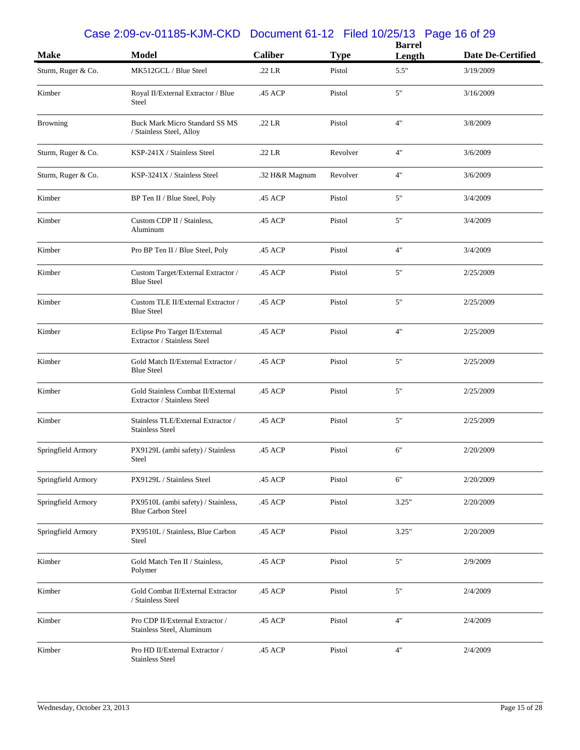| Make | Model | Caliber | Type | Barrel Length | Date De-Certified |
|---|---|---|---|---|---|
| Sturm, Ruger & Co. | MK512GCL / Blue Steel | .22 LR | Pistol | 5.5" | 3/19/2009 |
| Kimber | Royal II/External Extractor / Blue Steel | .45 ACP | Pistol | 5" | 3/16/2009 |
| Browning | Buck Mark Micro Standard SS MS / Stainless Steel, Alloy | .22 LR | Pistol | 4" | 3/8/2009 |
| Sturm, Ruger & Co. | KSP-241X / Stainless Steel | .22 LR | Revolver | 4" | 3/6/2009 |
| Sturm, Ruger & Co. | KSP-3241X / Stainless Steel | .32 H&R Magnum | Revolver | 4" | 3/6/2009 |
| Kimber | BP Ten II / Blue Steel, Poly | .45 ACP | Pistol | 5" | 3/4/2009 |
| Kimber | Custom CDP II / Stainless, Aluminum | .45 ACP | Pistol | 5" | 3/4/2009 |
| Kimber | Pro BP Ten II / Blue Steel, Poly | .45 ACP | Pistol | 4" | 3/4/2009 |
| Kimber | Custom Target/External Extractor / Blue Steel | .45 ACP | Pistol | 5" | 2/25/2009 |
| Kimber | Custom TLE II/External Extractor / Blue Steel | .45 ACP | Pistol | 5" | 2/25/2009 |
| Kimber | Eclipse Pro Target II/External Extractor / Stainless Steel | .45 ACP | Pistol | 4" | 2/25/2009 |
| Kimber | Gold Match II/External Extractor / Blue Steel | .45 ACP | Pistol | 5" | 2/25/2009 |
| Kimber | Gold Stainless Combat II/External Extractor / Stainless Steel | .45 ACP | Pistol | 5" | 2/25/2009 |
| Kimber | Stainless TLE/External Extractor / Stainless Steel | .45 ACP | Pistol | 5" | 2/25/2009 |
| Springfield Armory | PX9129L (ambi safety) / Stainless Steel | .45 ACP | Pistol | 6" | 2/20/2009 |
| Springfield Armory | PX9129L / Stainless Steel | .45 ACP | Pistol | 6" | 2/20/2009 |
| Springfield Armory | PX9510L (ambi safety) / Stainless, Blue Carbon Steel | .45 ACP | Pistol | 3.25" | 2/20/2009 |
| Springfield Armory | PX9510L / Stainless, Blue Carbon Steel | .45 ACP | Pistol | 3.25" | 2/20/2009 |
| Kimber | Gold Match Ten II / Stainless, Polymer | .45 ACP | Pistol | 5" | 2/9/2009 |
| Kimber | Gold Combat II/External Extractor / Stainless Steel | .45 ACP | Pistol | 5" | 2/4/2009 |
| Kimber | Pro CDP II/External Extractor / Stainless Steel, Aluminum | .45 ACP | Pistol | 4" | 2/4/2009 |
| Kimber | Pro HD II/External Extractor / Stainless Steel | .45 ACP | Pistol | 4" | 2/4/2009 |

Wednesday, October 23, 2013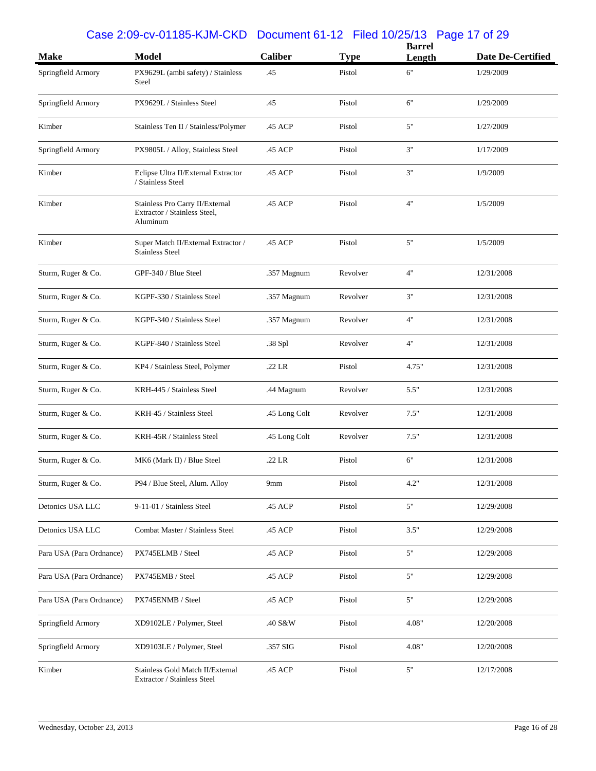| Make | Model | Caliber | Type | Barrel Length | Date De-Certified |
|---|---|---|---|---|---|
| Springfield Armory | PX9629L (ambi safety) / Stainless Steel | .45 | Pistol | 6" | 1/29/2009 |
| Springfield Armory | PX9629L / Stainless Steel | .45 | Pistol | 6" | 1/29/2009 |
| Kimber | Stainless Ten II / Stainless/Polymer | .45 ACP | Pistol | 5" | 1/27/2009 |
| Springfield Armory | PX9805L / Alloy, Stainless Steel | .45 ACP | Pistol | 3" | 1/17/2009 |
| Kimber | Eclipse Ultra II/External Extractor / Stainless Steel | .45 ACP | Pistol | 3" | 1/9/2009 |
| Kimber | Stainless Pro Carry II/External Extractor / Stainless Steel, Aluminum | .45 ACP | Pistol | 4" | 1/5/2009 |
| Kimber | Super Match II/External Extractor / Stainless Steel | .45 ACP | Pistol | 5" | 1/5/2009 |
| Sturm, Ruger & Co. | GPF-340 / Blue Steel | .357 Magnum | Revolver | 4" | 12/31/2008 |
| Sturm, Ruger & Co. | KGPF-330 / Stainless Steel | .357 Magnum | Revolver | 3" | 12/31/2008 |
| Sturm, Ruger & Co. | KGPF-340 / Stainless Steel | .357 Magnum | Revolver | 4" | 12/31/2008 |
| Sturm, Ruger & Co. | KGPF-840 / Stainless Steel | .38 Spl | Revolver | 4" | 12/31/2008 |
| Sturm, Ruger & Co. | KP4 / Stainless Steel, Polymer | .22 LR | Pistol | 4.75" | 12/31/2008 |
| Sturm, Ruger & Co. | KRH-445 / Stainless Steel | .44 Magnum | Revolver | 5.5" | 12/31/2008 |
| Sturm, Ruger & Co. | KRH-45 / Stainless Steel | .45 Long Colt | Revolver | 7.5" | 12/31/2008 |
| Sturm, Ruger & Co. | KRH-45R / Stainless Steel | .45 Long Colt | Revolver | 7.5" | 12/31/2008 |
| Sturm, Ruger & Co. | MK6 (Mark II) / Blue Steel | .22 LR | Pistol | 6" | 12/31/2008 |
| Sturm, Ruger & Co. | P94 / Blue Steel, Alum. Alloy | 9mm | Pistol | 4.2" | 12/31/2008 |
| Detonics USA LLC | 9-11-01 / Stainless Steel | .45 ACP | Pistol | 5" | 12/29/2008 |
| Detonics USA LLC | Combat Master / Stainless Steel | .45 ACP | Pistol | 3.5" | 12/29/2008 |
| Para USA (Para Ordnance) | PX745ELMB / Steel | .45 ACP | Pistol | 5" | 12/29/2008 |
| Para USA (Para Ordnance) | PX745EMB / Steel | .45 ACP | Pistol | 5" | 12/29/2008 |
| Para USA (Para Ordnance) | PX745ENMB / Steel | .45 ACP | Pistol | 5" | 12/29/2008 |
| Springfield Armory | XD9102LE / Polymer, Steel | .40 S&W | Pistol | 4.08" | 12/20/2008 |
| Springfield Armory | XD9103LE / Polymer, Steel | .357 SIG | Pistol | 4.08" | 12/20/2008 |
| Kimber | Stainless Gold Match II/External Extractor / Stainless Steel | .45 ACP | Pistol | 5" | 12/17/2008 |

Wednesday, October 23, 2013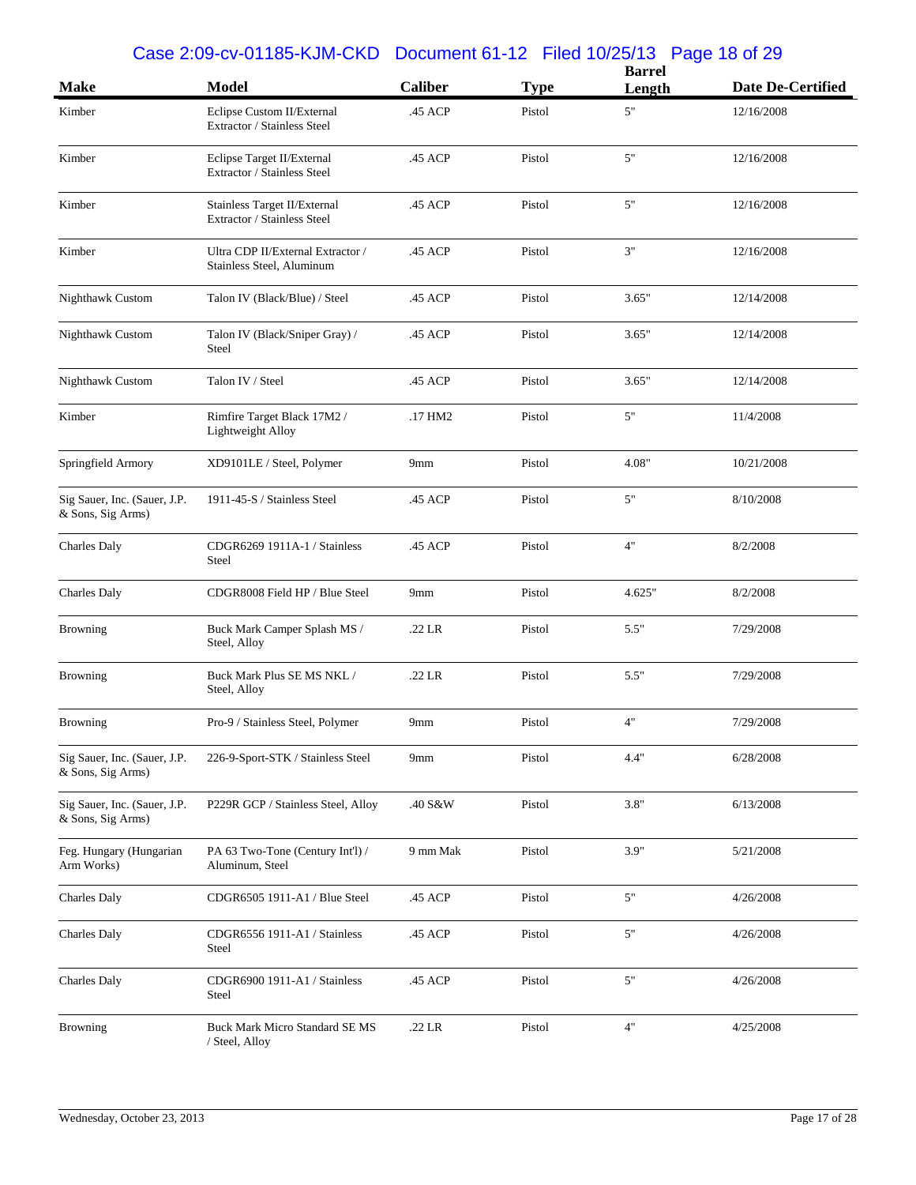| Make | Model | Caliber | Type | Barrel Length | Date De-Certified |
|---|---|---|---|---|---|
| Kimber | Eclipse Custom II/External Extractor / Stainless Steel | .45 ACP | Pistol | 5" | 12/16/2008 |
| Kimber | Eclipse Target II/External Extractor / Stainless Steel | .45 ACP | Pistol | 5" | 12/16/2008 |
| Kimber | Stainless Target II/External Extractor / Stainless Steel | .45 ACP | Pistol | 5" | 12/16/2008 |
| Kimber | Ultra CDP II/External Extractor / Stainless Steel, Aluminum | .45 ACP | Pistol | 3" | 12/16/2008 |
| Nighthawk Custom | Talon IV (Black/Blue) / Steel | .45 ACP | Pistol | 3.65" | 12/14/2008 |
| Nighthawk Custom | Talon IV (Black/Sniper Gray) / Steel | .45 ACP | Pistol | 3.65" | 12/14/2008 |
| Nighthawk Custom | Talon IV / Steel | .45 ACP | Pistol | 3.65" | 12/14/2008 |
| Kimber | Rimfire Target Black 17M2 / Lightweight Alloy | .17 HM2 | Pistol | 5" | 11/4/2008 |
| Springfield Armory | XD9101LE / Steel, Polymer | 9mm | Pistol | 4.08" | 10/21/2008 |
| Sig Sauer, Inc. (Sauer, J.P. & Sons, Sig Arms) | 1911-45-S / Stainless Steel | .45 ACP | Pistol | 5" | 8/10/2008 |
| Charles Daly | CDGR6269 1911A-1 / Stainless Steel | .45 ACP | Pistol | 4" | 8/2/2008 |
| Charles Daly | CDGR8008 Field HP / Blue Steel | 9mm | Pistol | 4.625" | 8/2/2008 |
| Browning | Buck Mark Camper Splash MS / Steel, Alloy | .22 LR | Pistol | 5.5" | 7/29/2008 |
| Browning | Buck Mark Plus SE MS NKL / Steel, Alloy | .22 LR | Pistol | 5.5" | 7/29/2008 |
| Browning | Pro-9 / Stainless Steel, Polymer | 9mm | Pistol | 4" | 7/29/2008 |
| Sig Sauer, Inc. (Sauer, J.P. & Sons, Sig Arms) | 226-9-Sport-STK / Stainless Steel | 9mm | Pistol | 4.4" | 6/28/2008 |
| Sig Sauer, Inc. (Sauer, J.P. & Sons, Sig Arms) | P229R GCP / Stainless Steel, Alloy | .40 S&W | Pistol | 3.8" | 6/13/2008 |
| Feg. Hungary (Hungarian Arm Works) | PA 63 Two-Tone (Century Int'l) / Aluminum, Steel | 9 mm Mak | Pistol | 3.9" | 5/21/2008 |
| Charles Daly | CDGR6505 1911-A1 / Blue Steel | .45 ACP | Pistol | 5" | 4/26/2008 |
| Charles Daly | CDGR6556 1911-A1 / Stainless Steel | .45 ACP | Pistol | 5" | 4/26/2008 |
| Charles Daly | CDGR6900 1911-A1 / Stainless Steel | .45 ACP | Pistol | 5" | 4/26/2008 |
| Browning | Buck Mark Micro Standard SE MS / Steel, Alloy | .22 LR | Pistol | 4" | 4/25/2008 |

Wednesday, October 23, 2013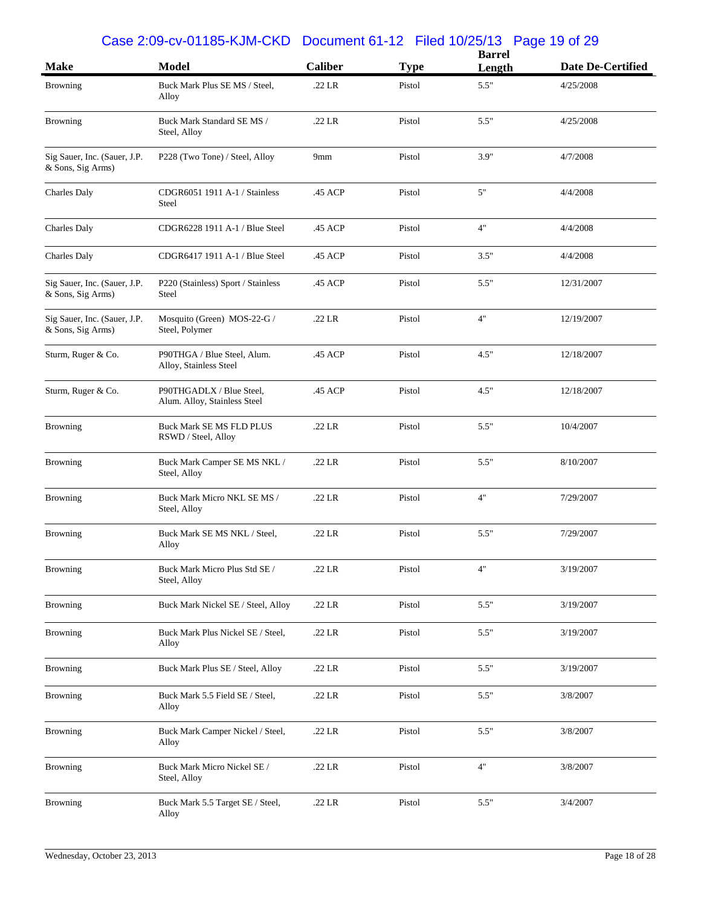| Make | Model | Caliber | Type | Barrel Length | Date De-Certified |
|---|---|---|---|---|---|
| Browning | Buck Mark Plus SE MS / Steel, Alloy | .22 LR | Pistol | 5.5" | 4/25/2008 |
| Browning | Buck Mark Standard SE MS / Steel, Alloy | .22 LR | Pistol | 5.5" | 4/25/2008 |
| Sig Sauer, Inc. (Sauer, J.P. & Sons, Sig Arms) | P228 (Two Tone) / Steel, Alloy | 9mm | Pistol | 3.9" | 4/7/2008 |
| Charles Daly | CDGR6051 1911 A-1 / Stainless Steel | .45 ACP | Pistol | 5" | 4/4/2008 |
| Charles Daly | CDGR6228 1911 A-1 / Blue Steel | .45 ACP | Pistol | 4" | 4/4/2008 |
| Charles Daly | CDGR6417 1911 A-1 / Blue Steel | .45 ACP | Pistol | 3.5" | 4/4/2008 |
| Sig Sauer, Inc. (Sauer, J.P. & Sons, Sig Arms) | P220 (Stainless) Sport / Stainless Steel | .45 ACP | Pistol | 5.5" | 12/31/2007 |
| Sig Sauer, Inc. (Sauer, J.P. & Sons, Sig Arms) | Mosquito (Green) MOS-22-G / Steel, Polymer | .22 LR | Pistol | 4" | 12/19/2007 |
| Sturm, Ruger & Co. | P90THGA / Blue Steel, Alum. Alloy, Stainless Steel | .45 ACP | Pistol | 4.5" | 12/18/2007 |
| Sturm, Ruger & Co. | P90THGADLX / Blue Steel, Alum. Alloy, Stainless Steel | .45 ACP | Pistol | 4.5" | 12/18/2007 |
| Browning | Buck Mark SE MS FLD PLUS RSWD / Steel, Alloy | .22 LR | Pistol | 5.5" | 10/4/2007 |
| Browning | Buck Mark Camper SE MS NKL / Steel, Alloy | .22 LR | Pistol | 5.5" | 8/10/2007 |
| Browning | Buck Mark Micro NKL SE MS / Steel, Alloy | .22 LR | Pistol | 4" | 7/29/2007 |
| Browning | Buck Mark SE MS NKL / Steel, Alloy | .22 LR | Pistol | 5.5" | 7/29/2007 |
| Browning | Buck Mark Micro Plus Std SE / Steel, Alloy | .22 LR | Pistol | 4" | 3/19/2007 |
| Browning | Buck Mark Nickel SE / Steel, Alloy | .22 LR | Pistol | 5.5" | 3/19/2007 |
| Browning | Buck Mark Plus Nickel SE / Steel, Alloy | .22 LR | Pistol | 5.5" | 3/19/2007 |
| Browning | Buck Mark Plus SE / Steel, Alloy | .22 LR | Pistol | 5.5" | 3/19/2007 |
| Browning | Buck Mark 5.5 Field SE / Steel, Alloy | .22 LR | Pistol | 5.5" | 3/8/2007 |
| Browning | Buck Mark Camper Nickel / Steel, Alloy | .22 LR | Pistol | 5.5" | 3/8/2007 |
| Browning | Buck Mark Micro Nickel SE / Steel, Alloy | .22 LR | Pistol | 4" | 3/8/2007 |
| Browning | Buck Mark 5.5 Target SE / Steel, Alloy | .22 LR | Pistol | 5.5" | 3/4/2007 |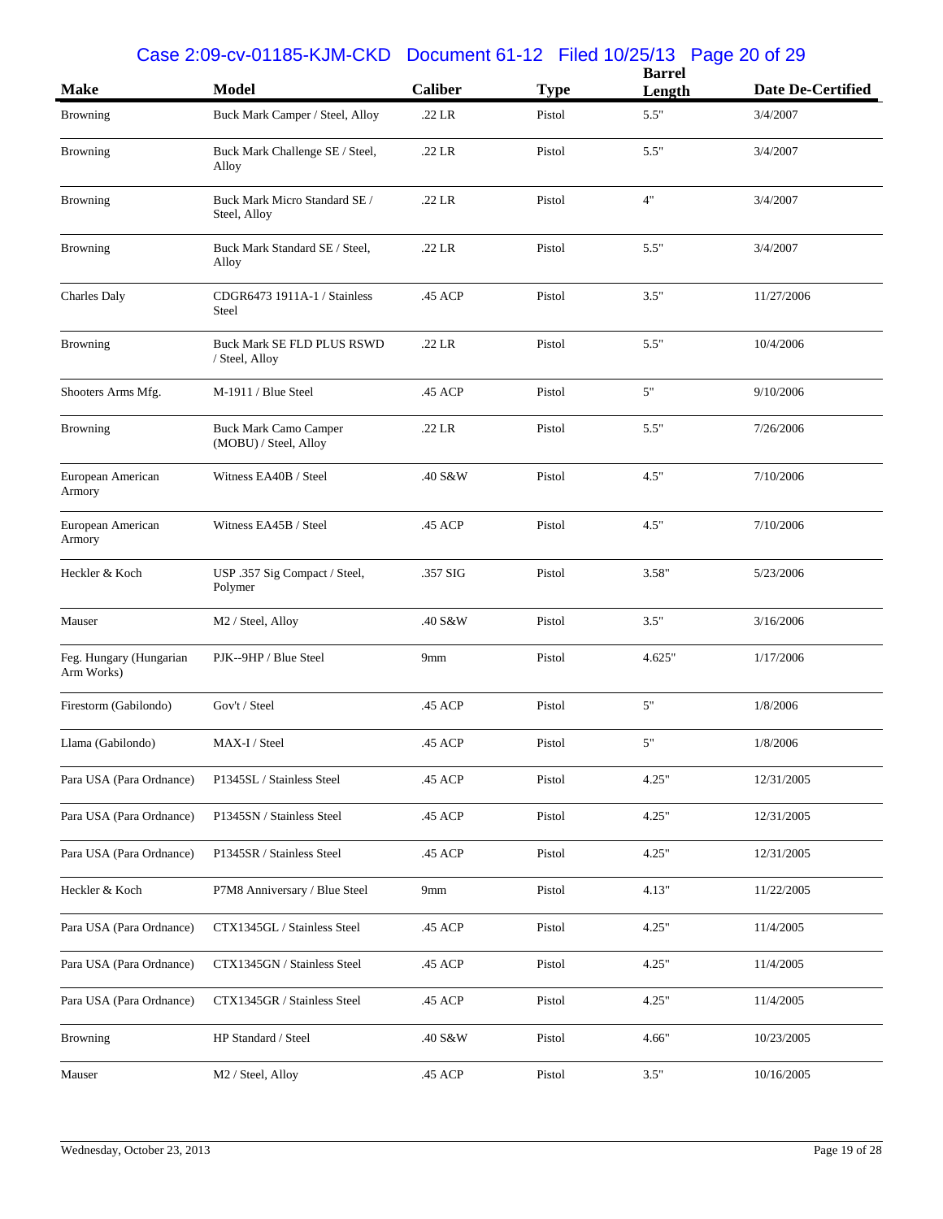| Make | Model | Caliber | Type | Barrel Length | Date De-Certified |
|---|---|---|---|---|---|
| Browning | Buck Mark Camper / Steel, Alloy | .22 LR | Pistol | 5.5" | 3/4/2007 |
| Browning | Buck Mark Challenge SE / Steel, Alloy | .22 LR | Pistol | 5.5" | 3/4/2007 |
| Browning | Buck Mark Micro Standard SE / Steel, Alloy | .22 LR | Pistol | 4" | 3/4/2007 |
| Browning | Buck Mark Standard SE / Steel, Alloy | .22 LR | Pistol | 5.5" | 3/4/2007 |
| Charles Daly | CDGR6473 1911A-1 / Stainless Steel | .45 ACP | Pistol | 3.5" | 11/27/2006 |
| Browning | Buck Mark SE FLD PLUS RSWD / Steel, Alloy | .22 LR | Pistol | 5.5" | 10/4/2006 |
| Shooters Arms Mfg. | M-1911 / Blue Steel | .45 ACP | Pistol | 5" | 9/10/2006 |
| Browning | Buck Mark Camo Camper (MOBU) / Steel, Alloy | .22 LR | Pistol | 5.5" | 7/26/2006 |
| European American Armory | Witness EA40B / Steel | .40 S&W | Pistol | 4.5" | 7/10/2006 |
| European American Armory | Witness EA45B / Steel | .45 ACP | Pistol | 4.5" | 7/10/2006 |
| Heckler & Koch | USP .357 Sig Compact / Steel, Polymer | .357 SIG | Pistol | 3.58" | 5/23/2006 |
| Mauser | M2 / Steel, Alloy | .40 S&W | Pistol | 3.5" | 3/16/2006 |
| Feg. Hungary (Hungarian Arm Works) | PJK--9HP / Blue Steel | 9mm | Pistol | 4.625" | 1/17/2006 |
| Firestorm (Gabilondo) | Gov't / Steel | .45 ACP | Pistol | 5" | 1/8/2006 |
| Llama (Gabilondo) | MAX-I / Steel | .45 ACP | Pistol | 5" | 1/8/2006 |
| Para USA (Para Ordnance) | P1345SL / Stainless Steel | .45 ACP | Pistol | 4.25" | 12/31/2005 |
| Para USA (Para Ordnance) | P1345SN / Stainless Steel | .45 ACP | Pistol | 4.25" | 12/31/2005 |
| Para USA (Para Ordnance) | P1345SR / Stainless Steel | .45 ACP | Pistol | 4.25" | 12/31/2005 |
| Heckler & Koch | P7M8 Anniversary / Blue Steel | 9mm | Pistol | 4.13" | 11/22/2005 |
| Para USA (Para Ordnance) | CTX1345GL / Stainless Steel | .45 ACP | Pistol | 4.25" | 11/4/2005 |
| Para USA (Para Ordnance) | CTX1345GN / Stainless Steel | .45 ACP | Pistol | 4.25" | 11/4/2005 |
| Para USA (Para Ordnance) | CTX1345GR / Stainless Steel | .45 ACP | Pistol | 4.25" | 11/4/2005 |
| Browning | HP Standard / Steel | .40 S&W | Pistol | 4.66" | 10/23/2005 |
| Mauser | M2 / Steel, Alloy | .45 ACP | Pistol | 3.5" | 10/16/2005 |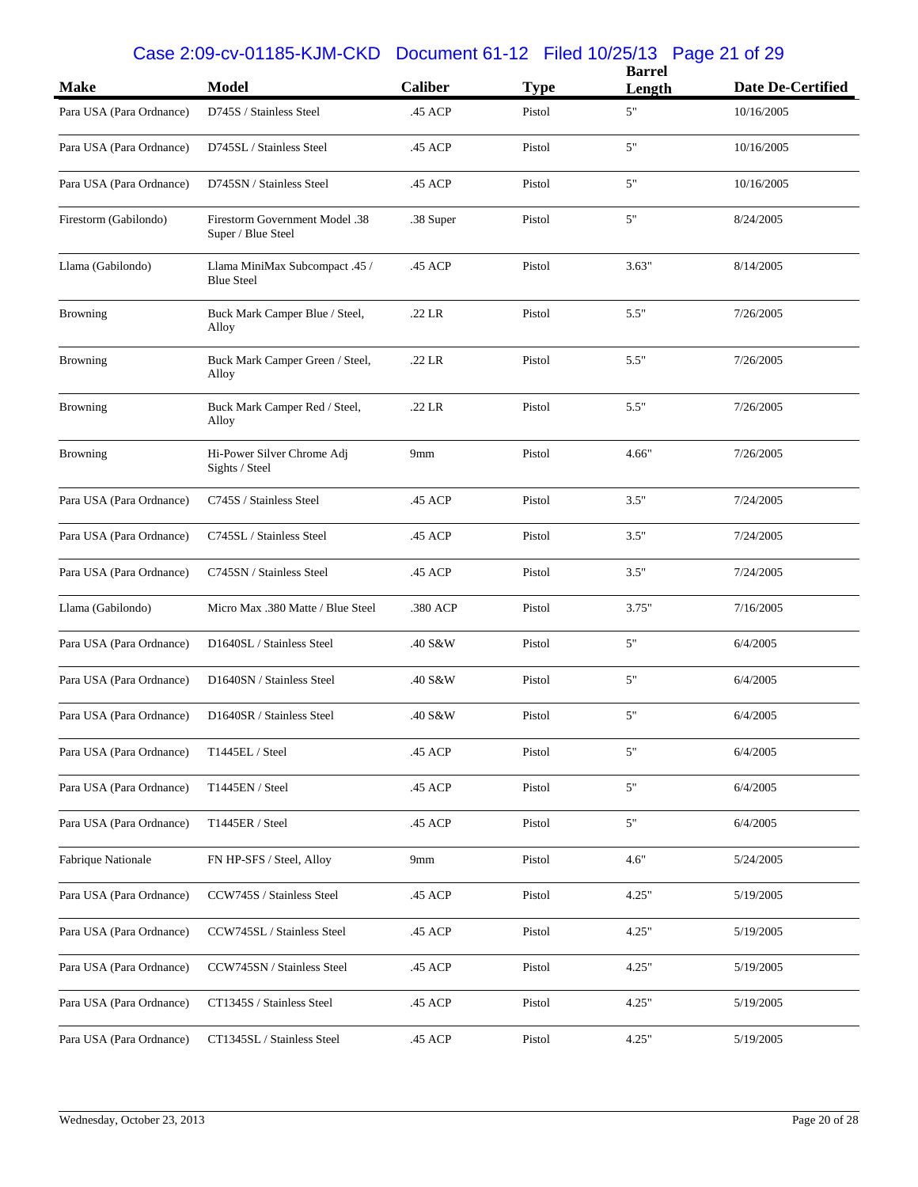| Make | Model | Caliber | Type | Barrel Length | Date De-Certified |
|---|---|---|---|---|---|
| Para USA (Para Ordnance) | D745S / Stainless Steel | .45 ACP | Pistol | 5" | 10/16/2005 |
| Para USA (Para Ordnance) | D745SL / Stainless Steel | .45 ACP | Pistol | 5" | 10/16/2005 |
| Para USA (Para Ordnance) | D745SN / Stainless Steel | .45 ACP | Pistol | 5" | 10/16/2005 |
| Firestorm (Gabilondo) | Firestorm Government Model .38 Super / Blue Steel | .38 Super | Pistol | 5" | 8/24/2005 |
| Llama (Gabilondo) | Llama MiniMax Subcompact .45 / Blue Steel | .45 ACP | Pistol | 3.63" | 8/14/2005 |
| Browning | Buck Mark Camper Blue / Steel, Alloy | .22 LR | Pistol | 5.5" | 7/26/2005 |
| Browning | Buck Mark Camper Green / Steel, Alloy | .22 LR | Pistol | 5.5" | 7/26/2005 |
| Browning | Buck Mark Camper Red / Steel, Alloy | .22 LR | Pistol | 5.5" | 7/26/2005 |
| Browning | Hi-Power Silver Chrome Adj Sights / Steel | 9mm | Pistol | 4.66" | 7/26/2005 |
| Para USA (Para Ordnance) | C745S / Stainless Steel | .45 ACP | Pistol | 3.5" | 7/24/2005 |
| Para USA (Para Ordnance) | C745SL / Stainless Steel | .45 ACP | Pistol | 3.5" | 7/24/2005 |
| Para USA (Para Ordnance) | C745SN / Stainless Steel | .45 ACP | Pistol | 3.5" | 7/24/2005 |
| Llama (Gabilondo) | Micro Max .380 Matte / Blue Steel | .380 ACP | Pistol | 3.75" | 7/16/2005 |
| Para USA (Para Ordnance) | D1640SL / Stainless Steel | .40 S&W | Pistol | 5" | 6/4/2005 |
| Para USA (Para Ordnance) | D1640SN / Stainless Steel | .40 S&W | Pistol | 5" | 6/4/2005 |
| Para USA (Para Ordnance) | D1640SR / Stainless Steel | .40 S&W | Pistol | 5" | 6/4/2005 |
| Para USA (Para Ordnance) | T1445EL / Steel | .45 ACP | Pistol | 5" | 6/4/2005 |
| Para USA (Para Ordnance) | T1445EN / Steel | .45 ACP | Pistol | 5" | 6/4/2005 |
| Para USA (Para Ordnance) | T1445ER / Steel | .45 ACP | Pistol | 5" | 6/4/2005 |
| Fabrique Nationale | FN HP-SFS / Steel, Alloy | 9mm | Pistol | 4.6" | 5/24/2005 |
| Para USA (Para Ordnance) | CCW745S / Stainless Steel | .45 ACP | Pistol | 4.25" | 5/19/2005 |
| Para USA (Para Ordnance) | CCW745SL / Stainless Steel | .45 ACP | Pistol | 4.25" | 5/19/2005 |
| Para USA (Para Ordnance) | CCW745SN / Stainless Steel | .45 ACP | Pistol | 4.25" | 5/19/2005 |
| Para USA (Para Ordnance) | CT1345S / Stainless Steel | .45 ACP | Pistol | 4.25" | 5/19/2005 |
| Para USA (Para Ordnance) | CT1345SL / Stainless Steel | .45 ACP | Pistol | 4.25" | 5/19/2005 |

Wednesday, October 23, 2013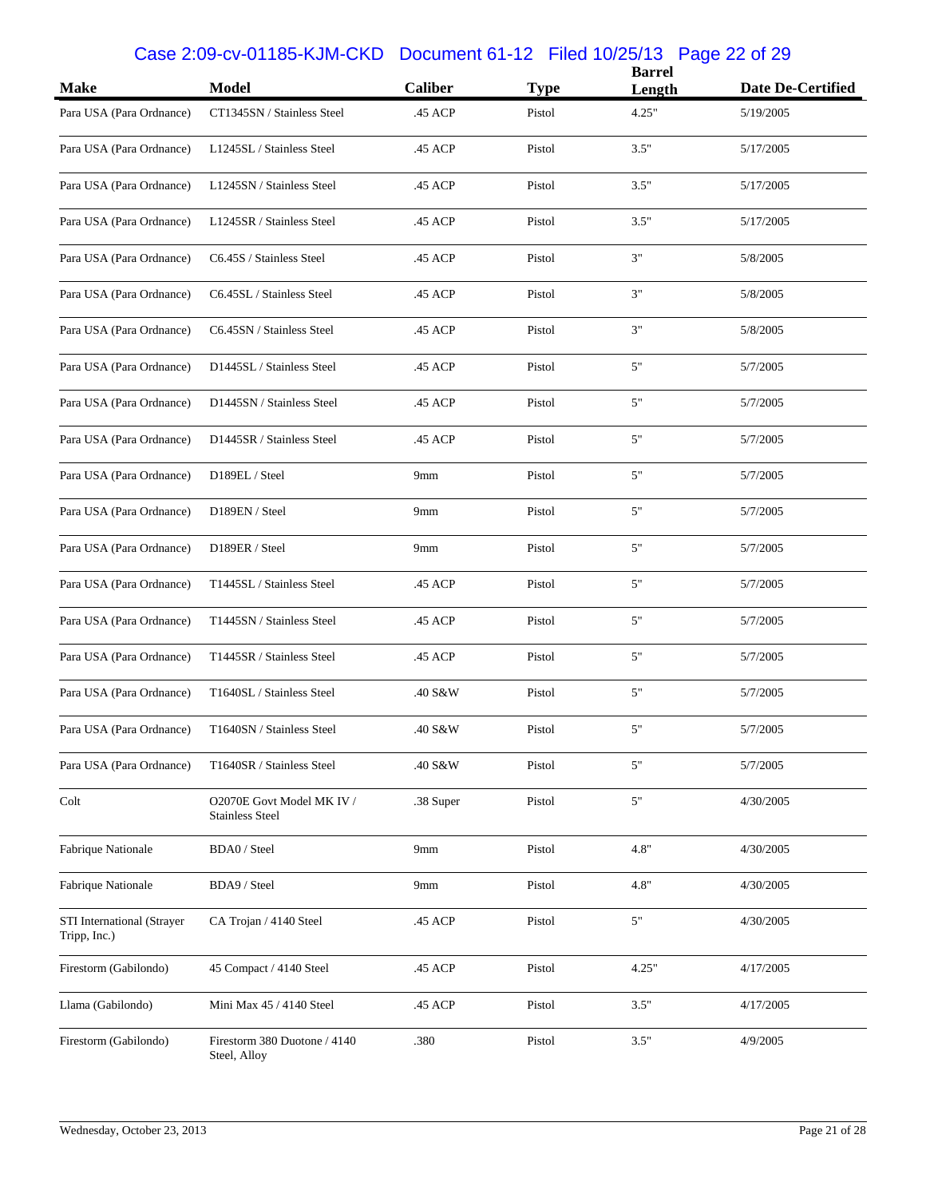| Make | Model | Caliber | Type | Barrel Length | Date De-Certified |
|---|---|---|---|---|---|
| Para USA (Para Ordnance) | CT1345SN / Stainless Steel | .45 ACP | Pistol | 4.25" | 5/19/2005 |
| Para USA (Para Ordnance) | L1245SL / Stainless Steel | .45 ACP | Pistol | 3.5" | 5/17/2005 |
| Para USA (Para Ordnance) | L1245SN / Stainless Steel | .45 ACP | Pistol | 3.5" | 5/17/2005 |
| Para USA (Para Ordnance) | L1245SR / Stainless Steel | .45 ACP | Pistol | 3.5" | 5/17/2005 |
| Para USA (Para Ordnance) | C6.45S / Stainless Steel | .45 ACP | Pistol | 3" | 5/8/2005 |
| Para USA (Para Ordnance) | C6.45SL / Stainless Steel | .45 ACP | Pistol | 3" | 5/8/2005 |
| Para USA (Para Ordnance) | C6.45SN / Stainless Steel | .45 ACP | Pistol | 3" | 5/8/2005 |
| Para USA (Para Ordnance) | D1445SL / Stainless Steel | .45 ACP | Pistol | 5" | 5/7/2005 |
| Para USA (Para Ordnance) | D1445SN / Stainless Steel | .45 ACP | Pistol | 5" | 5/7/2005 |
| Para USA (Para Ordnance) | D1445SR / Stainless Steel | .45 ACP | Pistol | 5" | 5/7/2005 |
| Para USA (Para Ordnance) | D189EL / Steel | 9mm | Pistol | 5" | 5/7/2005 |
| Para USA (Para Ordnance) | D189EN / Steel | 9mm | Pistol | 5" | 5/7/2005 |
| Para USA (Para Ordnance) | D189ER / Steel | 9mm | Pistol | 5" | 5/7/2005 |
| Para USA (Para Ordnance) | T1445SL / Stainless Steel | .45 ACP | Pistol | 5" | 5/7/2005 |
| Para USA (Para Ordnance) | T1445SN / Stainless Steel | .45 ACP | Pistol | 5" | 5/7/2005 |
| Para USA (Para Ordnance) | T1445SR / Stainless Steel | .45 ACP | Pistol | 5" | 5/7/2005 |
| Para USA (Para Ordnance) | T1640SL / Stainless Steel | .40 S&W | Pistol | 5" | 5/7/2005 |
| Para USA (Para Ordnance) | T1640SN / Stainless Steel | .40 S&W | Pistol | 5" | 5/7/2005 |
| Para USA (Para Ordnance) | T1640SR / Stainless Steel | .40 S&W | Pistol | 5" | 5/7/2005 |
| Colt | O2070E Govt Model MK IV / Stainless Steel | .38 Super | Pistol | 5" | 4/30/2005 |
| Fabrique Nationale | BDA0 / Steel | 9mm | Pistol | 4.8" | 4/30/2005 |
| Fabrique Nationale | BDA9 / Steel | 9mm | Pistol | 4.8" | 4/30/2005 |
| STI International (Strayer Tripp, Inc.) | CA Trojan / 4140 Steel | .45 ACP | Pistol | 5" | 4/30/2005 |
| Firestorm (Gabilondo) | 45 Compact / 4140 Steel | .45 ACP | Pistol | 4.25" | 4/17/2005 |
| Llama (Gabilondo) | Mini Max 45 / 4140 Steel | .45 ACP | Pistol | 3.5" | 4/17/2005 |
| Firestorm (Gabilondo) | Firestorm 380 Duotone / 4140 Steel, Alloy | .380 | Pistol | 3.5" | 4/9/2005 |

Wednesday, October 23, 2013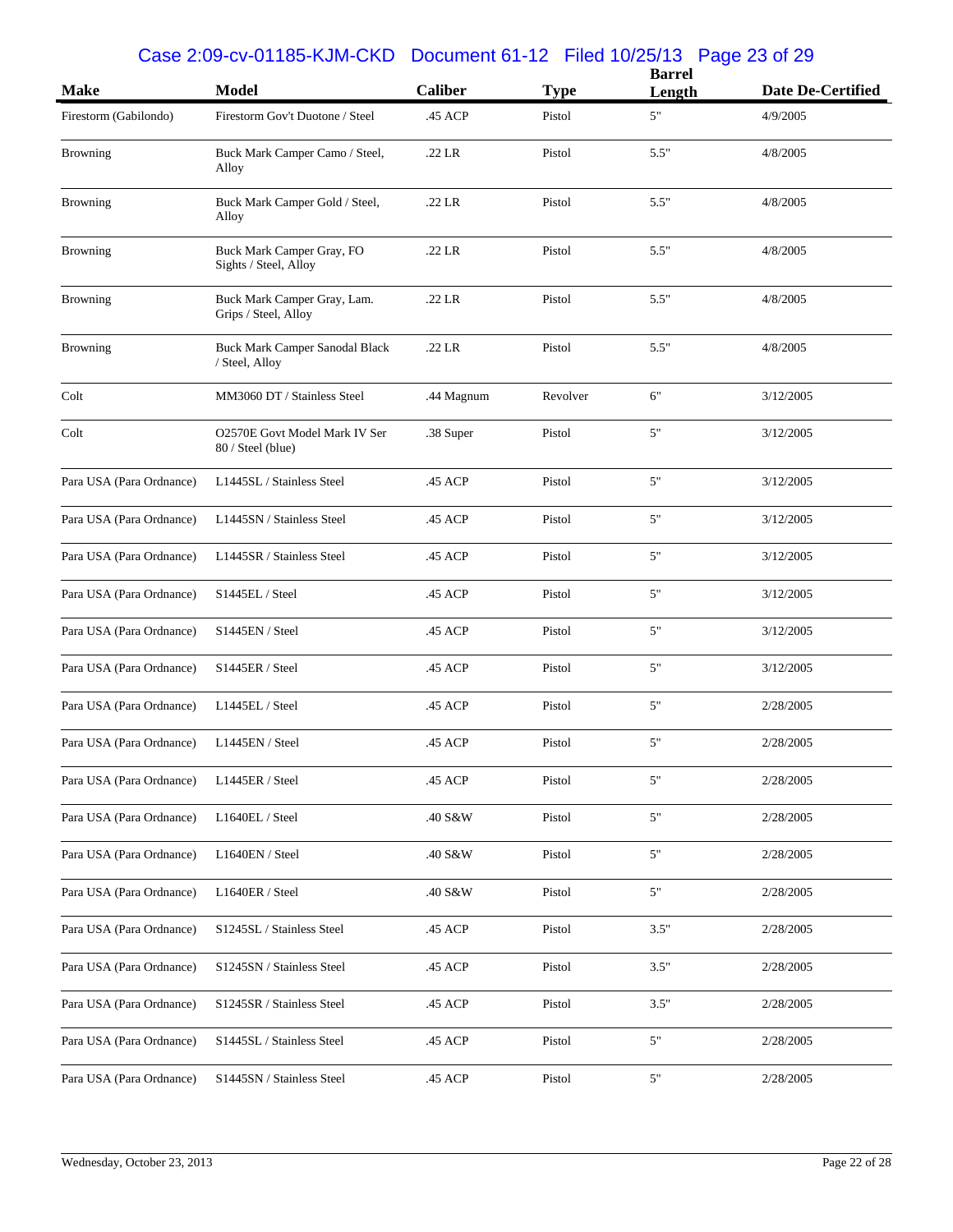| Make | Model | Caliber | Type | Barrel Length | Date De-Certified |
|---|---|---|---|---|---|
| Firestorm (Gabilondo) | Firestorm Gov't Duotone / Steel | .45 ACP | Pistol | 5" | 4/9/2005 |
| Browning | Buck Mark Camper Camo / Steel, Alloy | .22 LR | Pistol | 5.5" | 4/8/2005 |
| Browning | Buck Mark Camper Gold / Steel, Alloy | .22 LR | Pistol | 5.5" | 4/8/2005 |
| Browning | Buck Mark Camper Gray, FO Sights / Steel, Alloy | .22 LR | Pistol | 5.5" | 4/8/2005 |
| Browning | Buck Mark Camper Gray, Lam. Grips / Steel, Alloy | .22 LR | Pistol | 5.5" | 4/8/2005 |
| Browning | Buck Mark Camper Sanodal Black / Steel, Alloy | .22 LR | Pistol | 5.5" | 4/8/2005 |
| Colt | MM3060 DT / Stainless Steel | .44 Magnum | Revolver | 6" | 3/12/2005 |
| Colt | O2570E Govt Model Mark IV Ser 80 / Steel (blue) | .38 Super | Pistol | 5" | 3/12/2005 |
| Para USA (Para Ordnance) | L1445SL / Stainless Steel | .45 ACP | Pistol | 5" | 3/12/2005 |
| Para USA (Para Ordnance) | L1445SN / Stainless Steel | .45 ACP | Pistol | 5" | 3/12/2005 |
| Para USA (Para Ordnance) | L1445SR / Stainless Steel | .45 ACP | Pistol | 5" | 3/12/2005 |
| Para USA (Para Ordnance) | S1445EL / Steel | .45 ACP | Pistol | 5" | 3/12/2005 |
| Para USA (Para Ordnance) | S1445EN / Steel | .45 ACP | Pistol | 5" | 3/12/2005 |
| Para USA (Para Ordnance) | S1445ER / Steel | .45 ACP | Pistol | 5" | 3/12/2005 |
| Para USA (Para Ordnance) | L1445EL / Steel | .45 ACP | Pistol | 5" | 2/28/2005 |
| Para USA (Para Ordnance) | L1445EN / Steel | .45 ACP | Pistol | 5" | 2/28/2005 |
| Para USA (Para Ordnance) | L1445ER / Steel | .45 ACP | Pistol | 5" | 2/28/2005 |
| Para USA (Para Ordnance) | L1640EL / Steel | .40 S&W | Pistol | 5" | 2/28/2005 |
| Para USA (Para Ordnance) | L1640EN / Steel | .40 S&W | Pistol | 5" | 2/28/2005 |
| Para USA (Para Ordnance) | L1640ER / Steel | .40 S&W | Pistol | 5" | 2/28/2005 |
| Para USA (Para Ordnance) | S1245SL / Stainless Steel | .45 ACP | Pistol | 3.5" | 2/28/2005 |
| Para USA (Para Ordnance) | S1245SN / Stainless Steel | .45 ACP | Pistol | 3.5" | 2/28/2005 |
| Para USA (Para Ordnance) | S1245SR / Stainless Steel | .45 ACP | Pistol | 3.5" | 2/28/2005 |
| Para USA (Para Ordnance) | S1445SL / Stainless Steel | .45 ACP | Pistol | 5" | 2/28/2005 |
| Para USA (Para Ordnance) | S1445SN / Stainless Steel | .45 ACP | Pistol | 5" | 2/28/2005 |

Wednesday, October 23, 2013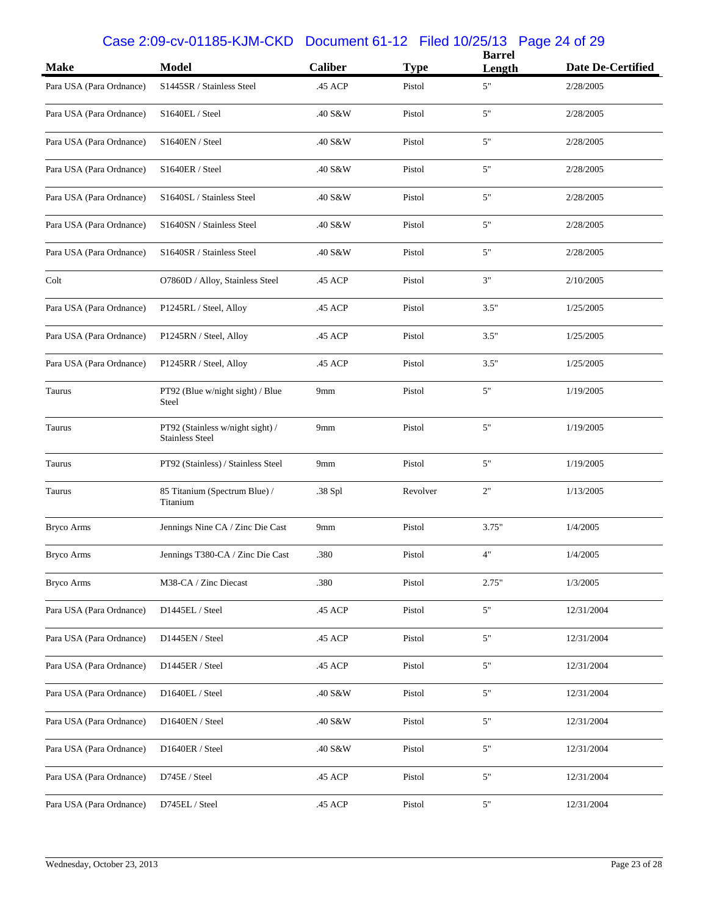| Make | Model | Caliber | Type | Barrel Length | Date De-Certified |
| --- | --- | --- | --- | --- | --- |
| Para USA (Para Ordnance) | S1445SR / Stainless Steel | .45 ACP | Pistol | 5" | 2/28/2005 |
| Para USA (Para Ordnance) | S1640EL / Steel | .40 S&W | Pistol | 5" | 2/28/2005 |
| Para USA (Para Ordnance) | S1640EN / Steel | .40 S&W | Pistol | 5" | 2/28/2005 |
| Para USA (Para Ordnance) | S1640ER / Steel | .40 S&W | Pistol | 5" | 2/28/2005 |
| Para USA (Para Ordnance) | S1640SL / Stainless Steel | .40 S&W | Pistol | 5" | 2/28/2005 |
| Para USA (Para Ordnance) | S1640SN / Stainless Steel | .40 S&W | Pistol | 5" | 2/28/2005 |
| Para USA (Para Ordnance) | S1640SR / Stainless Steel | .40 S&W | Pistol | 5" | 2/28/2005 |
| Colt | O7860D / Alloy, Stainless Steel | .45 ACP | Pistol | 3" | 2/10/2005 |
| Para USA (Para Ordnance) | P1245RL / Steel, Alloy | .45 ACP | Pistol | 3.5" | 1/25/2005 |
| Para USA (Para Ordnance) | P1245RN / Steel, Alloy | .45 ACP | Pistol | 3.5" | 1/25/2005 |
| Para USA (Para Ordnance) | P1245RR / Steel, Alloy | .45 ACP | Pistol | 3.5" | 1/25/2005 |
| Taurus | PT92 (Blue w/night sight) / Blue Steel | 9mm | Pistol | 5" | 1/19/2005 |
| Taurus | PT92 (Stainless w/night sight) / Stainless Steel | 9mm | Pistol | 5" | 1/19/2005 |
| Taurus | PT92 (Stainless) / Stainless Steel | 9mm | Pistol | 5" | 1/19/2005 |
| Taurus | 85 Titanium (Spectrum Blue) / Titanium | .38 Spl | Revolver | 2" | 1/13/2005 |
| Bryco Arms | Jennings Nine CA / Zinc Die Cast | 9mm | Pistol | 3.75" | 1/4/2005 |
| Bryco Arms | Jennings T380-CA / Zinc Die Cast | .380 | Pistol | 4" | 1/4/2005 |
| Bryco Arms | M38-CA / Zinc Diecast | .380 | Pistol | 2.75" | 1/3/2005 |
| Para USA (Para Ordnance) | D1445EL / Steel | .45 ACP | Pistol | 5" | 12/31/2004 |
| Para USA (Para Ordnance) | D1445EN / Steel | .45 ACP | Pistol | 5" | 12/31/2004 |
| Para USA (Para Ordnance) | D1445ER / Steel | .45 ACP | Pistol | 5" | 12/31/2004 |
| Para USA (Para Ordnance) | D1640EL / Steel | .40 S&W | Pistol | 5" | 12/31/2004 |
| Para USA (Para Ordnance) | D1640EN / Steel | .40 S&W | Pistol | 5" | 12/31/2004 |
| Para USA (Para Ordnance) | D1640ER / Steel | .40 S&W | Pistol | 5" | 12/31/2004 |
| Para USA (Para Ordnance) | D745E / Steel | .45 ACP | Pistol | 5" | 12/31/2004 |
| Para USA (Para Ordnance) | D745EL / Steel | .45 ACP | Pistol | 5" | 12/31/2004 |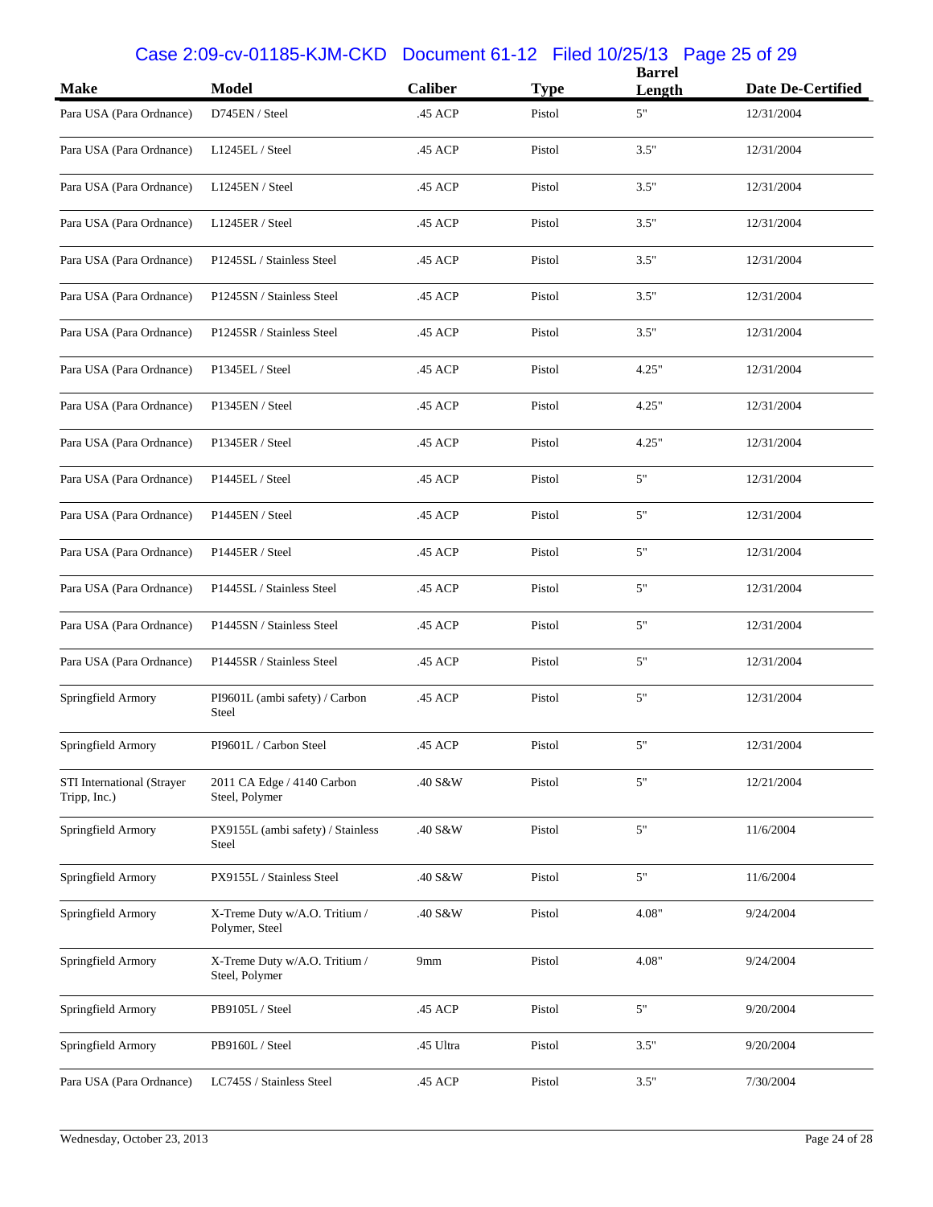| Make | Model | Caliber | Type | Barrel Length | Date De-Certified |
|---|---|---|---|---|---|
| Para USA (Para Ordnance) | D745EN / Steel | .45 ACP | Pistol | 5" | 12/31/2004 |
| Para USA (Para Ordnance) | L1245EL / Steel | .45 ACP | Pistol | 3.5" | 12/31/2004 |
| Para USA (Para Ordnance) | L1245EN / Steel | .45 ACP | Pistol | 3.5" | 12/31/2004 |
| Para USA (Para Ordnance) | L1245ER / Steel | .45 ACP | Pistol | 3.5" | 12/31/2004 |
| Para USA (Para Ordnance) | P1245SL / Stainless Steel | .45 ACP | Pistol | 3.5" | 12/31/2004 |
| Para USA (Para Ordnance) | P1245SN / Stainless Steel | .45 ACP | Pistol | 3.5" | 12/31/2004 |
| Para USA (Para Ordnance) | P1245SR / Stainless Steel | .45 ACP | Pistol | 3.5" | 12/31/2004 |
| Para USA (Para Ordnance) | P1345EL / Steel | .45 ACP | Pistol | 4.25" | 12/31/2004 |
| Para USA (Para Ordnance) | P1345EN / Steel | .45 ACP | Pistol | 4.25" | 12/31/2004 |
| Para USA (Para Ordnance) | P1345ER / Steel | .45 ACP | Pistol | 4.25" | 12/31/2004 |
| Para USA (Para Ordnance) | P1445EL / Steel | .45 ACP | Pistol | 5" | 12/31/2004 |
| Para USA (Para Ordnance) | P1445EN / Steel | .45 ACP | Pistol | 5" | 12/31/2004 |
| Para USA (Para Ordnance) | P1445ER / Steel | .45 ACP | Pistol | 5" | 12/31/2004 |
| Para USA (Para Ordnance) | P1445SL / Stainless Steel | .45 ACP | Pistol | 5" | 12/31/2004 |
| Para USA (Para Ordnance) | P1445SN / Stainless Steel | .45 ACP | Pistol | 5" | 12/31/2004 |
| Para USA (Para Ordnance) | P1445SR / Stainless Steel | .45 ACP | Pistol | 5" | 12/31/2004 |
| Springfield Armory | PI9601L (ambi safety) / Carbon Steel | .45 ACP | Pistol | 5" | 12/31/2004 |
| Springfield Armory | PI9601L / Carbon Steel | .45 ACP | Pistol | 5" | 12/31/2004 |
| STI International (Strayer Tripp, Inc.) | 2011 CA Edge / 4140 Carbon Steel, Polymer | .40 S&W | Pistol | 5" | 12/21/2004 |
| Springfield Armory | PX9155L (ambi safety) / Stainless Steel | .40 S&W | Pistol | 5" | 11/6/2004 |
| Springfield Armory | PX9155L / Stainless Steel | .40 S&W | Pistol | 5" | 11/6/2004 |
| Springfield Armory | X-Treme Duty w/A.O. Tritium / Polymer, Steel | .40 S&W | Pistol | 4.08" | 9/24/2004 |
| Springfield Armory | X-Treme Duty w/A.O. Tritium / Steel, Polymer | 9mm | Pistol | 4.08" | 9/24/2004 |
| Springfield Armory | PB9105L / Steel | .45 ACP | Pistol | 5" | 9/20/2004 |
| Springfield Armory | PB9160L / Steel | .45 Ultra | Pistol | 3.5" | 9/20/2004 |
| Para USA (Para Ordnance) | LC745S / Stainless Steel | .45 ACP | Pistol | 3.5" | 7/30/2004 |

Wednesday, October 23, 2013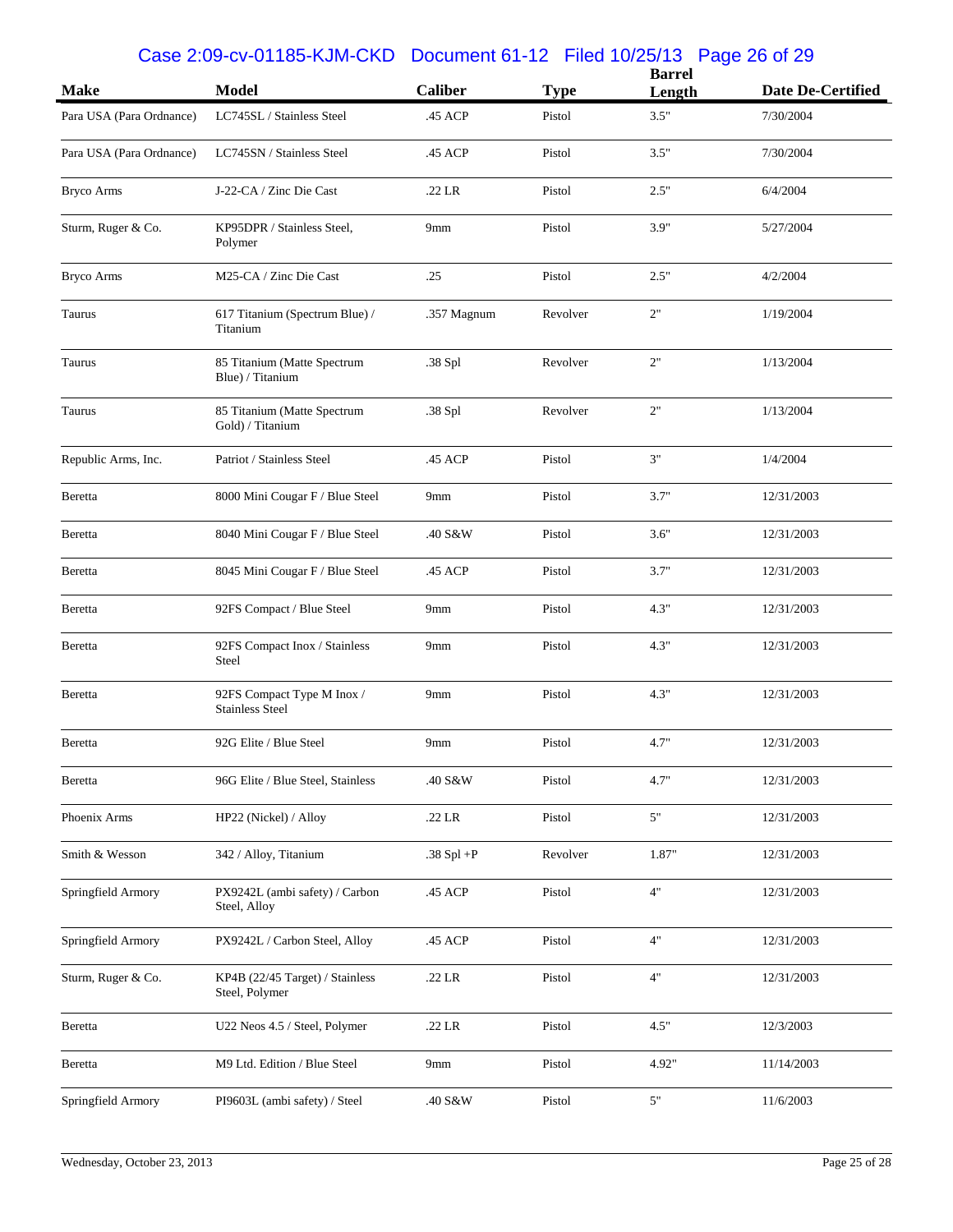| Make | Model | Caliber | Type | Barrel Length | Date De-Certified |
|---|---|---|---|---|---|
| Para USA (Para Ordnance) | LC745SL / Stainless Steel | .45 ACP | Pistol | 3.5" | 7/30/2004 |
| Para USA (Para Ordnance) | LC745SN / Stainless Steel | .45 ACP | Pistol | 3.5" | 7/30/2004 |
| Bryco Arms | J-22-CA / Zinc Die Cast | .22 LR | Pistol | 2.5" | 6/4/2004 |
| Sturm, Ruger & Co. | KP95DPR / Stainless Steel, Polymer | 9mm | Pistol | 3.9" | 5/27/2004 |
| Bryco Arms | M25-CA / Zinc Die Cast | .25 | Pistol | 2.5" | 4/2/2004 |
| Taurus | 617 Titanium (Spectrum Blue) / Titanium | .357 Magnum | Revolver | 2" | 1/19/2004 |
| Taurus | 85 Titanium (Matte Spectrum Blue) / Titanium | .38 Spl | Revolver | 2" | 1/13/2004 |
| Taurus | 85 Titanium (Matte Spectrum Gold) / Titanium | .38 Spl | Revolver | 2" | 1/13/2004 |
| Republic Arms, Inc. | Patriot / Stainless Steel | .45 ACP | Pistol | 3" | 1/4/2004 |
| Beretta | 8000 Mini Cougar F / Blue Steel | 9mm | Pistol | 3.7" | 12/31/2003 |
| Beretta | 8040 Mini Cougar F / Blue Steel | .40 S&W | Pistol | 3.6" | 12/31/2003 |
| Beretta | 8045 Mini Cougar F / Blue Steel | .45 ACP | Pistol | 3.7" | 12/31/2003 |
| Beretta | 92FS Compact / Blue Steel | 9mm | Pistol | 4.3" | 12/31/2003 |
| Beretta | 92FS Compact Inox / Stainless Steel | 9mm | Pistol | 4.3" | 12/31/2003 |
| Beretta | 92FS Compact Type M Inox / Stainless Steel | 9mm | Pistol | 4.3" | 12/31/2003 |
| Beretta | 92G Elite / Blue Steel | 9mm | Pistol | 4.7" | 12/31/2003 |
| Beretta | 96G Elite / Blue Steel, Stainless | .40 S&W | Pistol | 4.7" | 12/31/2003 |
| Phoenix Arms | HP22 (Nickel) / Alloy | .22 LR | Pistol | 5" | 12/31/2003 |
| Smith & Wesson | 342 / Alloy, Titanium | .38 Spl +P | Revolver | 1.87" | 12/31/2003 |
| Springfield Armory | PX9242L (ambi safety) / Carbon Steel, Alloy | .45 ACP | Pistol | 4" | 12/31/2003 |
| Springfield Armory | PX9242L / Carbon Steel, Alloy | .45 ACP | Pistol | 4" | 12/31/2003 |
| Sturm, Ruger & Co. | KP4B (22/45 Target) / Stainless Steel, Polymer | .22 LR | Pistol | 4" | 12/31/2003 |
| Beretta | U22 Neos 4.5 / Steel, Polymer | .22 LR | Pistol | 4.5" | 12/3/2003 |
| Beretta | M9 Ltd. Edition / Blue Steel | 9mm | Pistol | 4.92" | 11/14/2003 |
| Springfield Armory | PI9603L (ambi safety) / Steel | .40 S&W | Pistol | 5" | 11/6/2003 |

Wednesday, October 23, 2013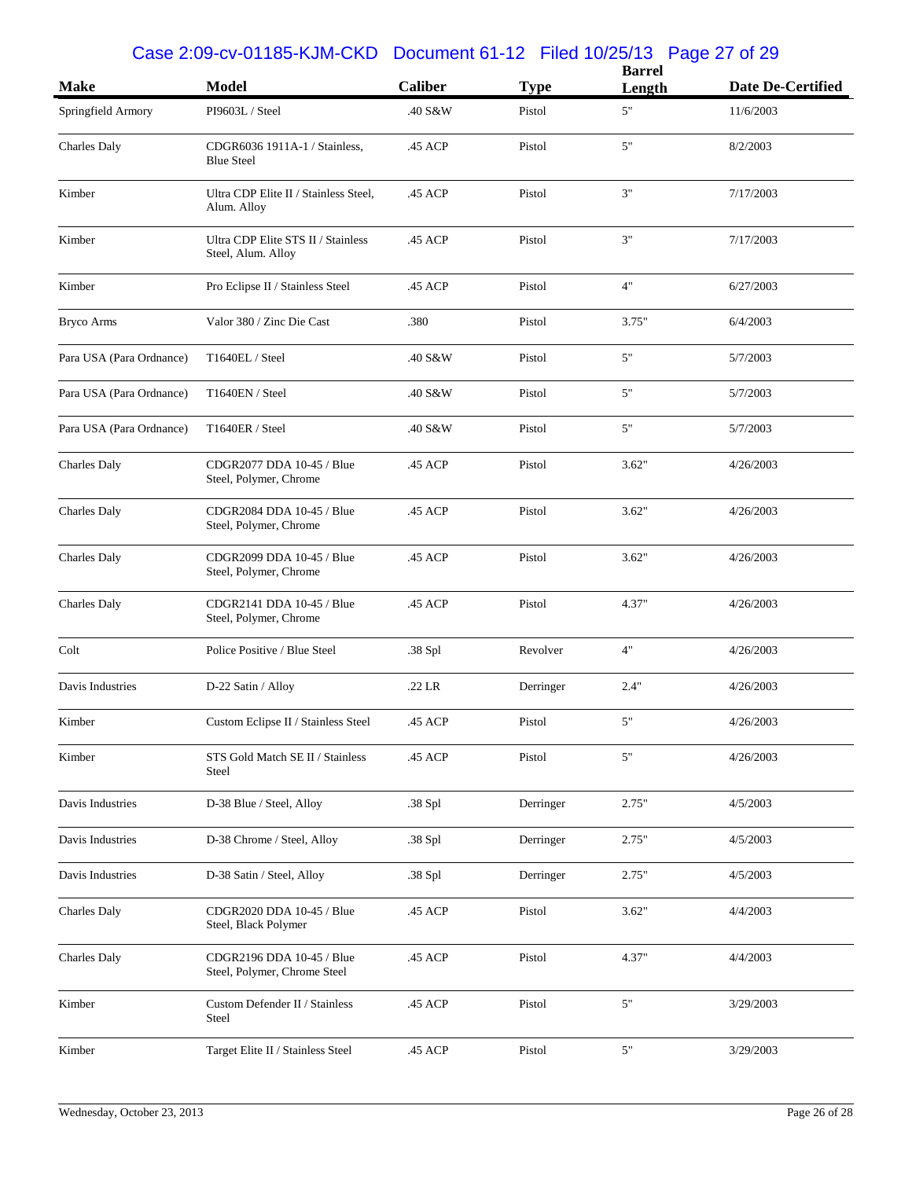| Make | Model | Caliber | Type | Barrel Length | Date De-Certified |
|---|---|---|---|---|---|
| Springfield Armory | PI9603L / Steel | .40 S&W | Pistol | 5" | 11/6/2003 |
| Charles Daly | CDGR6036 1911A-1 / Stainless, Blue Steel | .45 ACP | Pistol | 5" | 8/2/2003 |
| Kimber | Ultra CDP Elite II / Stainless Steel, Alum. Alloy | .45 ACP | Pistol | 3" | 7/17/2003 |
| Kimber | Ultra CDP Elite STS II / Stainless Steel, Alum. Alloy | .45 ACP | Pistol | 3" | 7/17/2003 |
| Kimber | Pro Eclipse II / Stainless Steel | .45 ACP | Pistol | 4" | 6/27/2003 |
| Bryco Arms | Valor 380 / Zinc Die Cast | .380 | Pistol | 3.75" | 6/4/2003 |
| Para USA (Para Ordnance) | T1640EL / Steel | .40 S&W | Pistol | 5" | 5/7/2003 |
| Para USA (Para Ordnance) | T1640EN / Steel | .40 S&W | Pistol | 5" | 5/7/2003 |
| Para USA (Para Ordnance) | T1640ER / Steel | .40 S&W | Pistol | 5" | 5/7/2003 |
| Charles Daly | CDGR2077 DDA 10-45 / Blue Steel, Polymer, Chrome | .45 ACP | Pistol | 3.62" | 4/26/2003 |
| Charles Daly | CDGR2084 DDA 10-45 / Blue Steel, Polymer, Chrome | .45 ACP | Pistol | 3.62" | 4/26/2003 |
| Charles Daly | CDGR2099 DDA 10-45 / Blue Steel, Polymer, Chrome | .45 ACP | Pistol | 3.62" | 4/26/2003 |
| Charles Daly | CDGR2141 DDA 10-45 / Blue Steel, Polymer, Chrome | .45 ACP | Pistol | 4.37" | 4/26/2003 |
| Colt | Police Positive / Blue Steel | .38 Spl | Revolver | 4" | 4/26/2003 |
| Davis Industries | D-22 Satin / Alloy | .22 LR | Derringer | 2.4" | 4/26/2003 |
| Kimber | Custom Eclipse II / Stainless Steel | .45 ACP | Pistol | 5" | 4/26/2003 |
| Kimber | STS Gold Match SE II / Stainless Steel | .45 ACP | Pistol | 5" | 4/26/2003 |
| Davis Industries | D-38 Blue / Steel, Alloy | .38 Spl | Derringer | 2.75" | 4/5/2003 |
| Davis Industries | D-38 Chrome / Steel, Alloy | .38 Spl | Derringer | 2.75" | 4/5/2003 |
| Davis Industries | D-38 Satin / Steel, Alloy | .38 Spl | Derringer | 2.75" | 4/5/2003 |
| Charles Daly | CDGR2020 DDA 10-45 / Blue Steel, Black Polymer | .45 ACP | Pistol | 3.62" | 4/4/2003 |
| Charles Daly | CDGR2196 DDA 10-45 / Blue Steel, Polymer, Chrome Steel | .45 ACP | Pistol | 4.37" | 4/4/2003 |
| Kimber | Custom Defender II / Stainless Steel | .45 ACP | Pistol | 5" | 3/29/2003 |
| Kimber | Target Elite II / Stainless Steel | .45 ACP | Pistol | 5" | 3/29/2003 |

Wednesday, October 23, 2013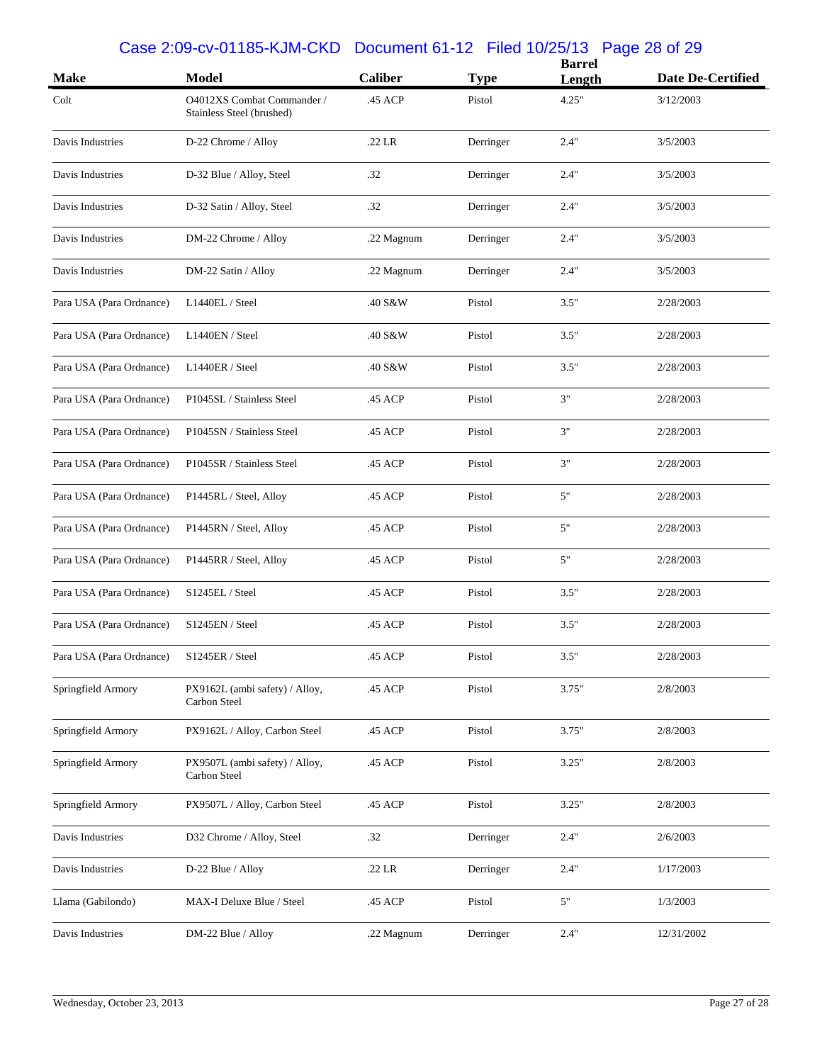| Make | Model | Caliber | Type | Barrel Length | Date De-Certified |
|---|---|---|---|---|---|
| Colt | O4012XS Combat Commander / Stainless Steel (brushed) | .45 ACP | Pistol | 4.25" | 3/12/2003 |
| Davis Industries | D-22 Chrome / Alloy | .22 LR | Derringer | 2.4" | 3/5/2003 |
| Davis Industries | D-32 Blue / Alloy, Steel | .32 | Derringer | 2.4" | 3/5/2003 |
| Davis Industries | D-32 Satin / Alloy, Steel | .32 | Derringer | 2.4" | 3/5/2003 |
| Davis Industries | DM-22 Chrome / Alloy | .22 Magnum | Derringer | 2.4" | 3/5/2003 |
| Davis Industries | DM-22 Satin / Alloy | .22 Magnum | Derringer | 2.4" | 3/5/2003 |
| Para USA (Para Ordnance) | L1440EL / Steel | .40 S&W | Pistol | 3.5" | 2/28/2003 |
| Para USA (Para Ordnance) | L1440EN / Steel | .40 S&W | Pistol | 3.5" | 2/28/2003 |
| Para USA (Para Ordnance) | L1440ER / Steel | .40 S&W | Pistol | 3.5" | 2/28/2003 |
| Para USA (Para Ordnance) | P1045SL / Stainless Steel | .45 ACP | Pistol | 3" | 2/28/2003 |
| Para USA (Para Ordnance) | P1045SN / Stainless Steel | .45 ACP | Pistol | 3" | 2/28/2003 |
| Para USA (Para Ordnance) | P1045SR / Stainless Steel | .45 ACP | Pistol | 3" | 2/28/2003 |
| Para USA (Para Ordnance) | P1445RL / Steel, Alloy | .45 ACP | Pistol | 5" | 2/28/2003 |
| Para USA (Para Ordnance) | P1445RN / Steel, Alloy | .45 ACP | Pistol | 5" | 2/28/2003 |
| Para USA (Para Ordnance) | P1445RR / Steel, Alloy | .45 ACP | Pistol | 5" | 2/28/2003 |
| Para USA (Para Ordnance) | S1245EL / Steel | .45 ACP | Pistol | 3.5" | 2/28/2003 |
| Para USA (Para Ordnance) | S1245EN / Steel | .45 ACP | Pistol | 3.5" | 2/28/2003 |
| Para USA (Para Ordnance) | S1245ER / Steel | .45 ACP | Pistol | 3.5" | 2/28/2003 |
| Springfield Armory | PX9162L (ambi safety) / Alloy, Carbon Steel | .45 ACP | Pistol | 3.75" | 2/8/2003 |
| Springfield Armory | PX9162L / Alloy, Carbon Steel | .45 ACP | Pistol | 3.75" | 2/8/2003 |
| Springfield Armory | PX9507L (ambi safety) / Alloy, Carbon Steel | .45 ACP | Pistol | 3.25" | 2/8/2003 |
| Springfield Armory | PX9507L / Alloy, Carbon Steel | .45 ACP | Pistol | 3.25" | 2/8/2003 |
| Davis Industries | D32 Chrome / Alloy, Steel | .32 | Derringer | 2.4" | 2/6/2003 |
| Davis Industries | D-22 Blue / Alloy | .22 LR | Derringer | 2.4" | 1/17/2003 |
| Llama (Gabilondo) | MAX-I Deluxe Blue / Steel | .45 ACP | Pistol | 5" | 1/3/2003 |
| Davis Industries | DM-22 Blue / Alloy | .22 Magnum | Derringer | 2.4" | 12/31/2002 |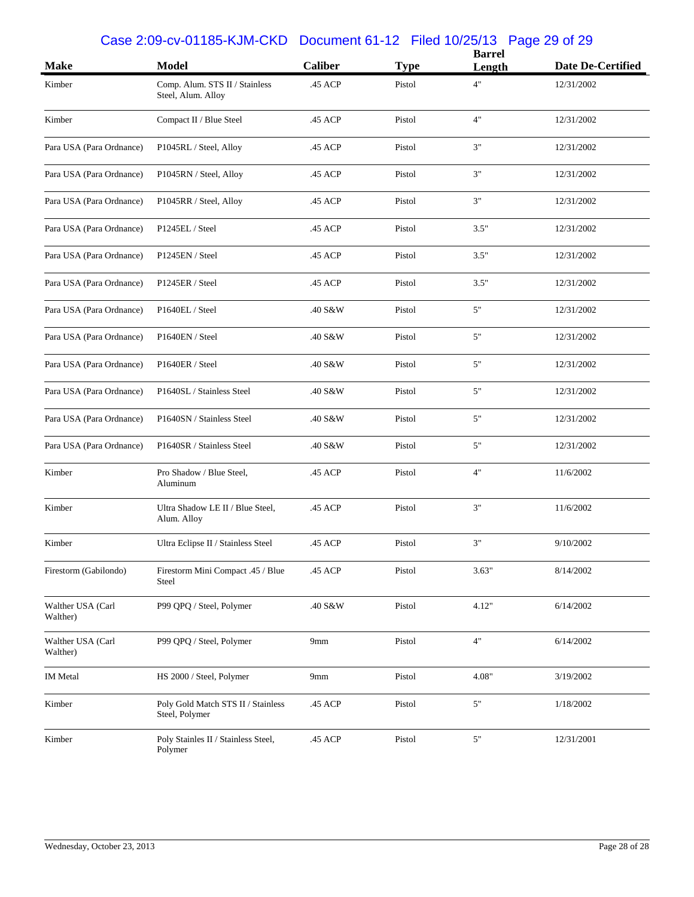| Make | Model | Caliber | Type | Barrel Length | Date De-Certified |
|---|---|---|---|---|---|
| Kimber | Comp. Alum. STS II / Stainless Steel, Alum. Alloy | .45 ACP | Pistol | 4" | 12/31/2002 |
| Kimber | Compact II / Blue Steel | .45 ACP | Pistol | 4" | 12/31/2002 |
| Para USA (Para Ordnance) | P1045RL / Steel, Alloy | .45 ACP | Pistol | 3" | 12/31/2002 |
| Para USA (Para Ordnance) | P1045RN / Steel, Alloy | .45 ACP | Pistol | 3" | 12/31/2002 |
| Para USA (Para Ordnance) | P1045RR / Steel, Alloy | .45 ACP | Pistol | 3" | 12/31/2002 |
| Para USA (Para Ordnance) | P1245EL / Steel | .45 ACP | Pistol | 3.5" | 12/31/2002 |
| Para USA (Para Ordnance) | P1245EN / Steel | .45 ACP | Pistol | 3.5" | 12/31/2002 |
| Para USA (Para Ordnance) | P1245ER / Steel | .45 ACP | Pistol | 3.5" | 12/31/2002 |
| Para USA (Para Ordnance) | P1640EL / Steel | .40 S&W | Pistol | 5" | 12/31/2002 |
| Para USA (Para Ordnance) | P1640EN / Steel | .40 S&W | Pistol | 5" | 12/31/2002 |
| Para USA (Para Ordnance) | P1640ER / Steel | .40 S&W | Pistol | 5" | 12/31/2002 |
| Para USA (Para Ordnance) | P1640SL / Stainless Steel | .40 S&W | Pistol | 5" | 12/31/2002 |
| Para USA (Para Ordnance) | P1640SN / Stainless Steel | .40 S&W | Pistol | 5" | 12/31/2002 |
| Para USA (Para Ordnance) | P1640SR / Stainless Steel | .40 S&W | Pistol | 5" | 12/31/2002 |
| Kimber | Pro Shadow / Blue Steel, Aluminum | .45 ACP | Pistol | 4" | 11/6/2002 |
| Kimber | Ultra Shadow LE II / Blue Steel, Alum. Alloy | .45 ACP | Pistol | 3" | 11/6/2002 |
| Kimber | Ultra Eclipse II / Stainless Steel | .45 ACP | Pistol | 3" | 9/10/2002 |
| Firestorm (Gabilondo) | Firestorm Mini Compact .45 / Blue Steel | .45 ACP | Pistol | 3.63" | 8/14/2002 |
| Walther USA (Carl Walther) | P99 QPQ / Steel, Polymer | .40 S&W | Pistol | 4.12" | 6/14/2002 |
| Walther USA (Carl Walther) | P99 QPQ / Steel, Polymer | 9mm | Pistol | 4" | 6/14/2002 |
| IM Metal | HS 2000 / Steel, Polymer | 9mm | Pistol | 4.08" | 3/19/2002 |
| Kimber | Poly Gold Match STS II / Stainless Steel, Polymer | .45 ACP | Pistol | 5" | 1/18/2002 |
| Kimber | Poly Stainles II / Stainless Steel, Polymer | .45 ACP | Pistol | 5" | 12/31/2001 |

Wednesday, October 23, 2013